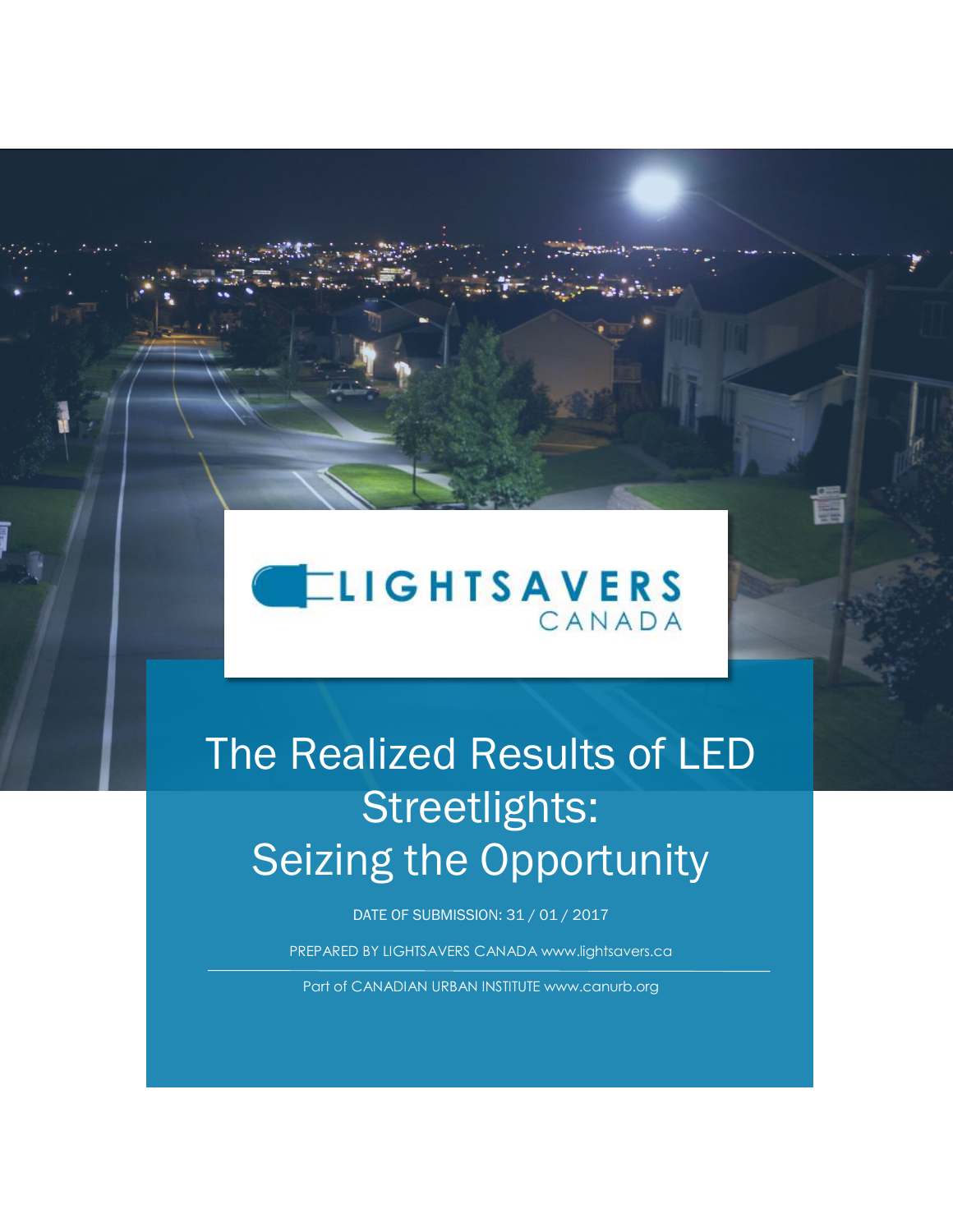LIGHTSAVERS CANADA

# The Realized Results of LED Streetlights: Seizing the Opportunity

DATE OF SUBMISSION: 31 / 01 / 2017

PREPARED BY LIGHTSAVERS CANADA www.lightsavers.ca

Part of CANADIAN URBAN INSTITUTE www.canurb.org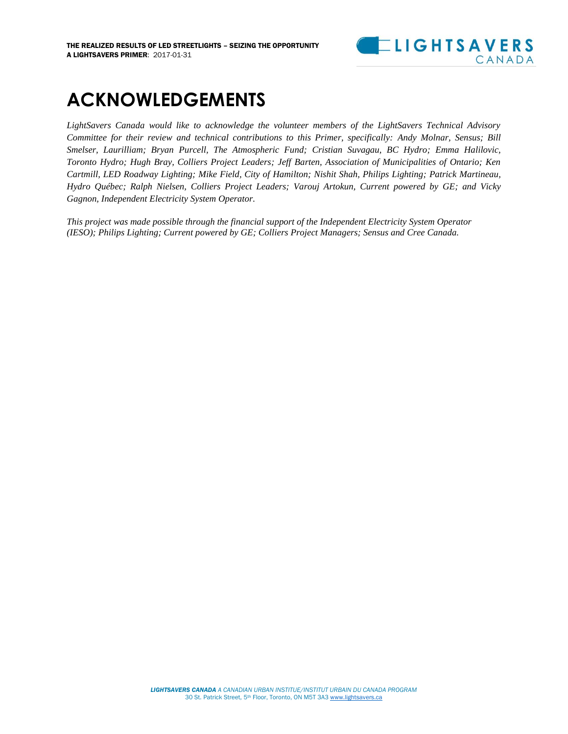# ACKNOWLEDGEMENTS

*LightSavers Canada would like to acknowledge the volunteer members of the LightSavers Technical Advisory Committee for their review and technical contributions to this Primer, specifically: Andy Molnar, Sensus; Bill Smelser, Laurilliam; Bryan Purcell, The Atmospheric Fund; Cristian Suvagau, BC Hydro; Emma Halilovic, Toronto Hydro; Hugh Bray, Colliers Project Leaders; Jeff Barten, Association of Municipalities of Ontario; Ken Cartmill, LED Roadway Lighting; Mike Field, City of Hamilton; Nishit Shah, Philips Lighting; Patrick Martineau, Hydro Québec; Ralph Nielsen, Colliers Project Leaders; Varouj Artokun, Current powered by GE; and Vicky Gagnon, Independent Electricity System Operator.*

*This project was made possible through the financial support of the Independent Electricity System Operator (IESO); Philips Lighting; Current powered by GE; Colliers Project Managers; Sensus and Cree Canada.*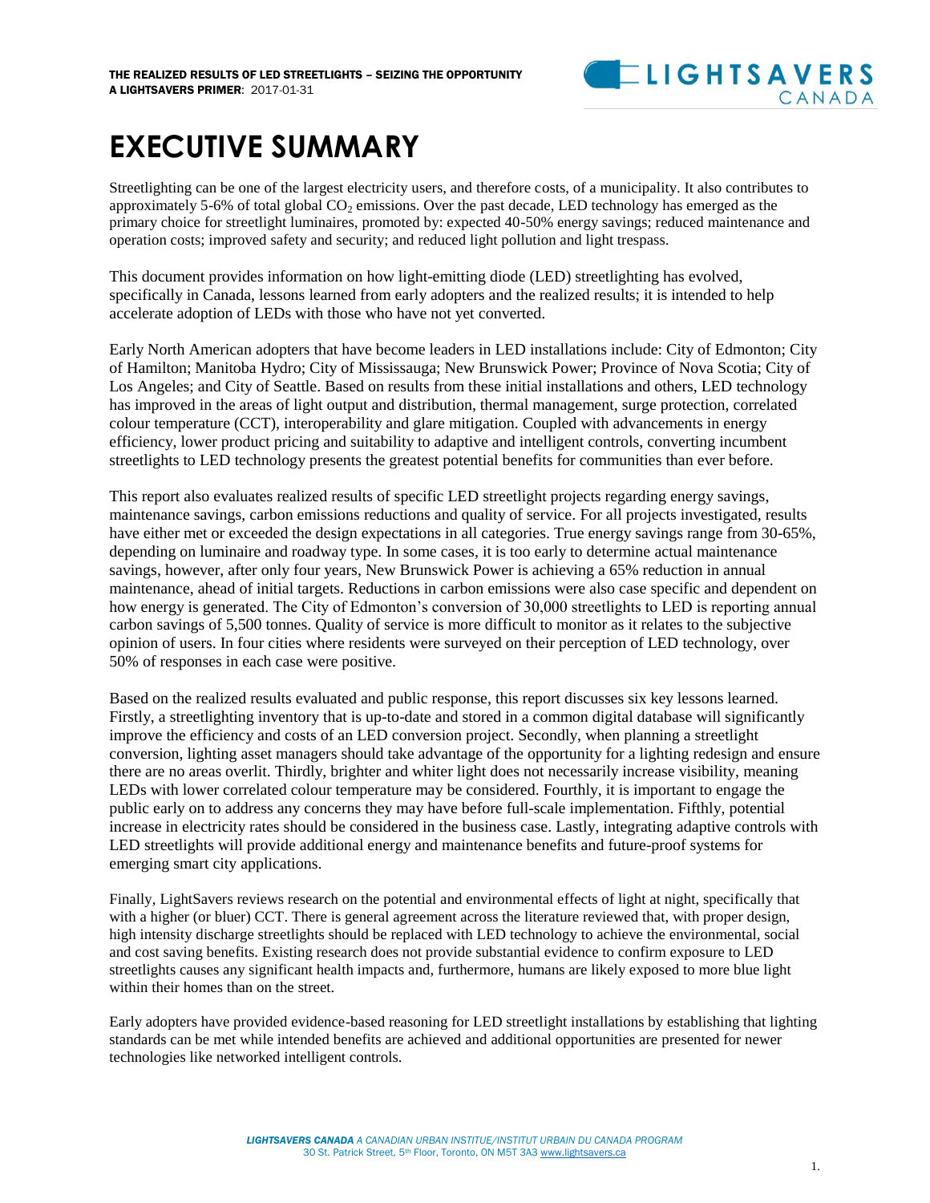# EXECUTIVE SUMMARY

Streetlighting can be one of the largest electricity users, and therefore costs, of a municipality. It also contributes to approximately 5-6% of total global $CO_2$ emissions. Over the past decade, LED technology has emerged as the primary choice for streetlight luminaires, promoted by: expected 40-50% energy savings; reduced maintenance and operation costs; improved safety and security; and reduced light pollution and light trespass.

This document provides information on how light-emitting diode (LED) streetlighting has evolved, specifically in Canada, lessons learned from early adopters and the realized results; it is intended to help accelerate adoption of LEDs with those who have not yet converted.

Early North American adopters that have become leaders in LED installations include: City of Edmonton; City of Hamilton; Manitoba Hydro; City of Mississauga; New Brunswick Power; Province of Nova Scotia; City of Los Angeles; and City of Seattle. Based on results from these initial installations and others, LED technology has improved in the areas of light output and distribution, thermal management, surge protection, correlated colour temperature (CCT), interoperability and glare mitigation. Coupled with advancements in energy efficiency, lower product pricing and suitability to adaptive and intelligent controls, converting incumbent streetlights to LED technology presents the greatest potential benefits for communities than ever before.

This report also evaluates realized results of specific LED streetlight projects regarding energy savings, maintenance savings, carbon emissions reductions and quality of service. For all projects investigated, results have either met or exceeded the design expectations in all categories. True energy savings range from 30-65%, depending on luminaire and roadway type. In some cases, it is too early to determine actual maintenance savings, however, after only four years, New Brunswick Power is achieving a 65% reduction in annual maintenance, ahead of initial targets. Reductions in carbon emissions were also case specific and dependent on how energy is generated. The City of Edmonton's conversion of 30,000 streetlights to LED is reporting annual carbon savings of 5,500 tonnes. Quality of service is more difficult to monitor as it relates to the subjective opinion of users. In four cities where residents were surveyed on their perception of LED technology, over 50% of responses in each case were positive.

Based on the realized results evaluated and public response, this report discusses six key lessons learned. Firstly, a streetlighting inventory that is up-to-date and stored in a common digital database will significantly improve the efficiency and costs of an LED conversion project. Secondly, when planning a streetlight conversion, lighting asset managers should take advantage of the opportunity for a lighting redesign and ensure there are no areas overlit. Thirdly, brighter and whiter light does not necessarily increase visibility, meaning LEDs with lower correlated colour temperature may be considered. Fourthly, it is important to engage the public early on to address any concerns they may have before full-scale implementation. Fifthly, potential increase in electricity rates should be considered in the business case. Lastly, integrating adaptive controls with LED streetlights will provide additional energy and maintenance benefits and future-proof systems for emerging smart city applications.

Finally, LightSavers reviews research on the potential and environmental effects of light at night, specifically that with a higher (or bluer) CCT. There is general agreement across the literature reviewed that, with proper design, high intensity discharge streetlights should be replaced with LED technology to achieve the environmental, social and cost saving benefits. Existing research does not provide substantial evidence to confirm exposure to LED streetlights causes any significant health impacts and, furthermore, humans are likely exposed to more blue light within their homes than on the street.

Early adopters have provided evidence-based reasoning for LED streetlight installations by establishing that lighting standards can be met while intended benefits are achieved and additional opportunities are presented for newer technologies like networked intelligent controls.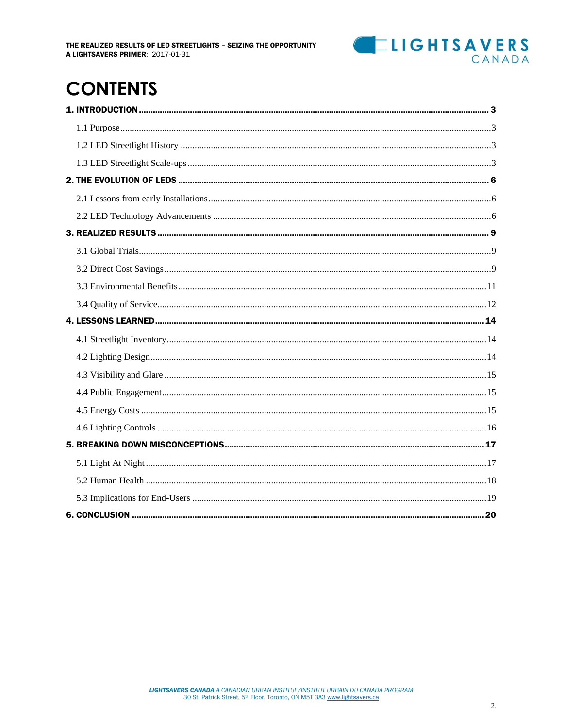# CONTENTS

**1. INTRODUCTION** ........ **3**

- 1.1 Purpose ........ 3
- 1.2 LED Streetlight History ........ 3
- 1.3 LED Streetlight Scale-ups ........ 3

**2. THE EVOLUTION OF LEDS** ........ **6**

- 2.1 Lessons from early Installations ........ 6
- 2.2 LED Technology Advancements ........ 6

**3. REALIZED RESULTS** ........ **9**

- 3.1 Global Trials ........ 9
- 3.2 Direct Cost Savings ........ 9
- 3.3 Environmental Benefits ........ 11
- 3.4 Quality of Service ........ 12

**4. LESSONS LEARNED** ........ **14**

- 4.1 Streetlight Inventory ........ 14
- 4.2 Lighting Design ........ 14
- 4.3 Visibility and Glare ........ 15
- 4.4 Public Engagement ........ 15
- 4.5 Energy Costs ........ 15
- 4.6 Lighting Controls ........ 16

**5. BREAKING DOWN MISCONCEPTIONS** ........ **17**

- 5.1 Light At Night ........ 17
- 5.2 Human Health ........ 18
- 5.3 Implications for End-Users ........ 19

**6. CONCLUSION** ........ **20**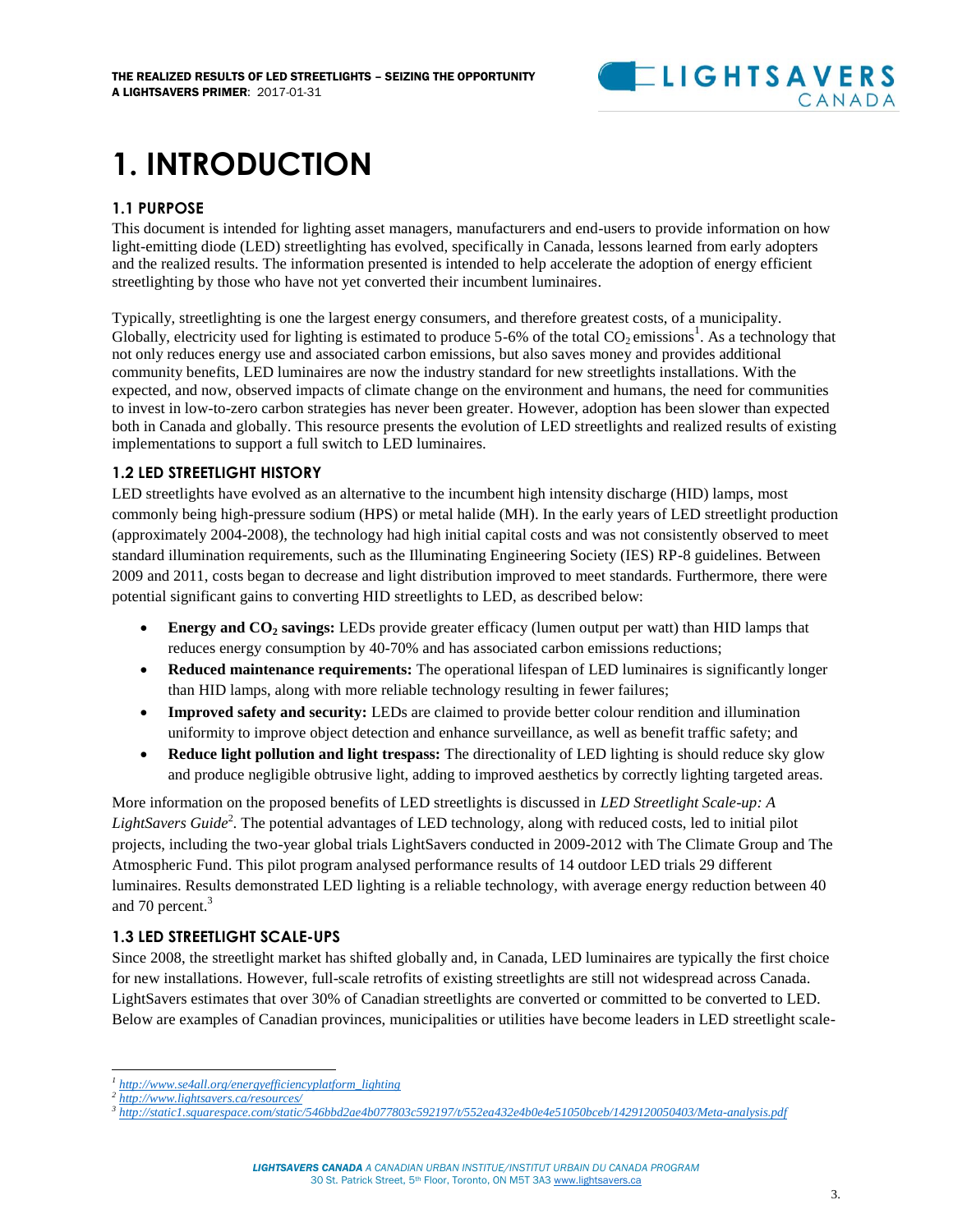# 1. INTRODUCTION

## 1.1 PURPOSE

This document is intended for lighting asset managers, manufacturers and end-users to provide information on how light-emitting diode (LED) streetlighting has evolved, specifically in Canada, lessons learned from early adopters and the realized results. The information presented is intended to help accelerate the adoption of energy efficient streetlighting by those who have not yet converted their incumbent luminaires.

Typically, streetlighting is one the largest energy consumers, and therefore greatest costs, of a municipality. Globally, electricity used for lighting is estimated to produce 5-6% of the total $CO_2$ emissions[1]. As a technology that not only reduces energy use and associated carbon emissions, but also saves money and provides additional community benefits, LED luminaires are now the industry standard for new streetlights installations. With the expected, and now, observed impacts of climate change on the environment and humans, the need for communities to invest in low-to-zero carbon strategies has never been greater. However, adoption has been slower than expected both in Canada and globally. This resource presents the evolution of LED streetlights and realized results of existing implementations to support a full switch to LED luminaires.

## 1.2 LED STREETLIGHT HISTORY

LED streetlights have evolved as an alternative to the incumbent high intensity discharge (HID) lamps, most commonly being high-pressure sodium (HPS) or metal halide (MH). In the early years of LED streetlight production (approximately 2004-2008), the technology had high initial capital costs and was not consistently observed to meet standard illumination requirements, such as the Illuminating Engineering Society (IES) RP-8 guidelines. Between 2009 and 2011, costs began to decrease and light distribution improved to meet standards. Furthermore, there were potential significant gains to converting HID streetlights to LED, as described below:

- **Energy and $CO_2$ savings:** LEDs provide greater efficacy (lumen output per watt) than HID lamps that reduces energy consumption by 40-70% and has associated carbon emissions reductions;
- **Reduced maintenance requirements:** The operational lifespan of LED luminaires is significantly longer than HID lamps, along with more reliable technology resulting in fewer failures;
- **Improved safety and security:** LEDs are claimed to provide better colour rendition and illumination uniformity to improve object detection and enhance surveillance, as well as benefit traffic safety; and
- **Reduce light pollution and light trespass:** The directionality of LED lighting is should reduce sky glow and produce negligible obtrusive light, adding to improved aesthetics by correctly lighting targeted areas.

More information on the proposed benefits of LED streetlights is discussed in *LED Streetlight Scale-up: A LightSavers Guide*[2]. The potential advantages of LED technology, along with reduced costs, led to initial pilot projects, including the two-year global trials LightSavers conducted in 2009-2012 with The Climate Group and The Atmospheric Fund. This pilot program analysed performance results of 14 outdoor LED trials 29 different luminaires. Results demonstrated LED lighting is a reliable technology, with average energy reduction between 40 and 70 percent.[3]

## 1.3 LED STREETLIGHT SCALE-UPS

Since 2008, the streetlight market has shifted globally and, in Canada, LED luminaires are typically the first choice for new installations. However, full-scale retrofits of existing streetlights are still not widespread across Canada. LightSavers estimates that over 30% of Canadian streetlights are converted or committed to be converted to LED. Below are examples of Canadian provinces, municipalities or utilities have become leaders in LED streetlight scale-

---

[1] http://www.se4all.org/energyefficiencyplatform_lighting

[2] http://www.lightsavers.ca/resources/

[3] http://static1.squarespace.com/static/546bbd2ae4b077803c592197/t/552ea432e4b0e4e51050bceb/1429120050403/Meta-analysis.pdf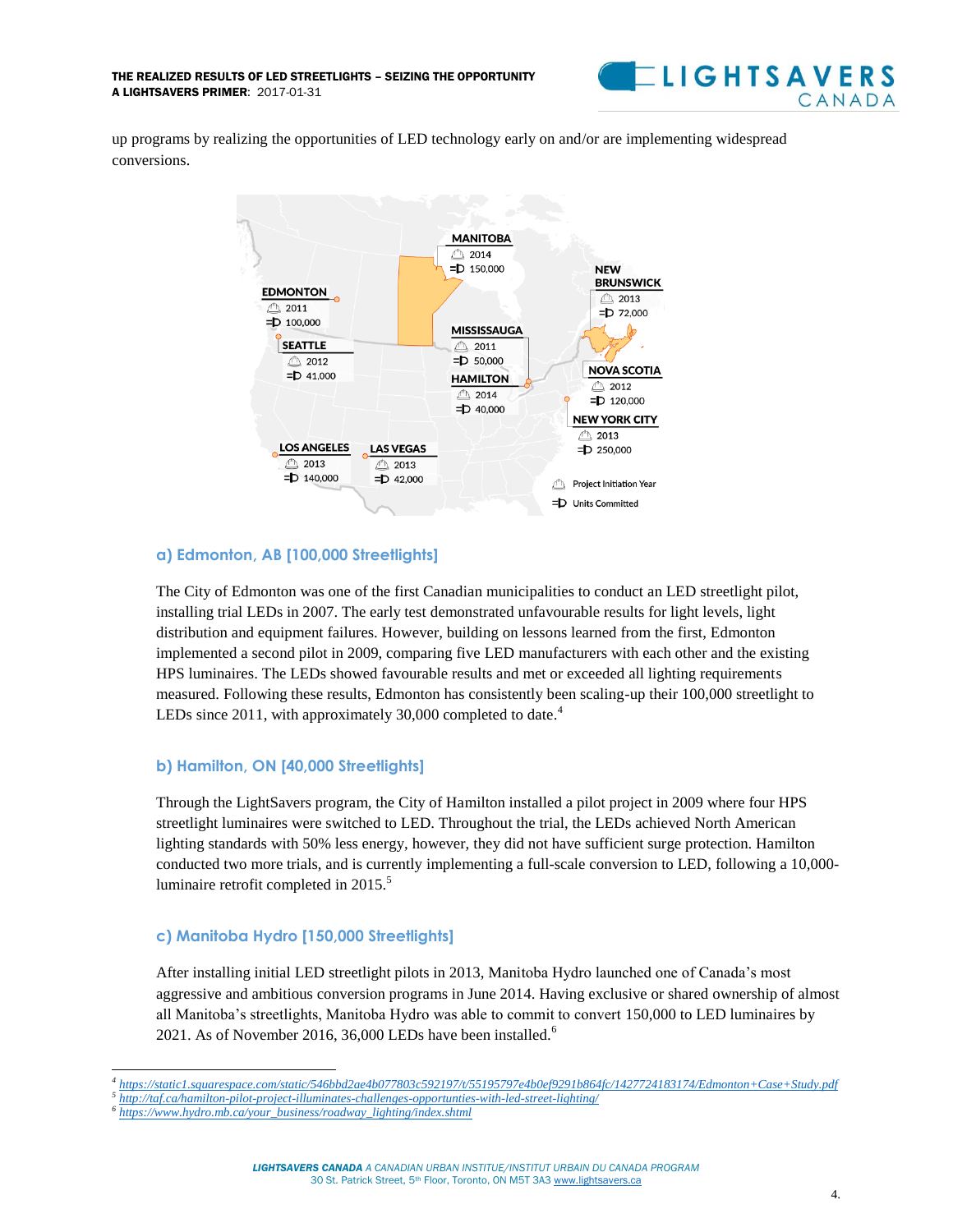up programs by realizing the opportunities of LED technology early on and/or are implementing widespread conversions.

MANITOBA 2014 150,000

EDMONTON 2011 100,000

NEW BRUNSWICK 2013 72,000

SEATTLE 2012 41,000

MISSISSAUGA 2011 50,000

HAMILTON 2014 40,000

NOVA SCOTIA 2012 120,000

NEW YORK CITY 2013 250,000

LOS ANGELES 2013 140,000

LAS VEGAS 2013 42,000

Project Initiation Year

Units Committed

### a) Edmonton, AB [100,000 Streetlights]

The City of Edmonton was one of the first Canadian municipalities to conduct an LED streetlight pilot, installing trial LEDs in 2007. The early test demonstrated unfavourable results for light levels, light distribution and equipment failures. However, building on lessons learned from the first, Edmonton implemented a second pilot in 2009, comparing five LED manufacturers with each other and the existing HPS luminaires. The LEDs showed favourable results and met or exceeded all lighting requirements measured. Following these results, Edmonton has consistently been scaling-up their 100,000 streetlight to LEDs since 2011, with approximately 30,000 completed to date.[4]

### b) Hamilton, ON [40,000 Streetlights]

Through the LightSavers program, the City of Hamilton installed a pilot project in 2009 where four HPS streetlight luminaires were switched to LED. Throughout the trial, the LEDs achieved North American lighting standards with 50% less energy, however, they did not have sufficient surge protection. Hamilton conducted two more trials, and is currently implementing a full-scale conversion to LED, following a 10,000-luminaire retrofit completed in 2015.[5]

### c) Manitoba Hydro [150,000 Streetlights]

After installing initial LED streetlight pilots in 2013, Manitoba Hydro launched one of Canada's most aggressive and ambitious conversion programs in June 2014. Having exclusive or shared ownership of almost all Manitoba's streetlights, Manitoba Hydro was able to commit to convert 150,000 to LED luminaires by 2021. As of November 2016, 36,000 LEDs have been installed.[6]

---

[4] https://static1.squarespace.com/static/546bbd2ae4b077803c592197/t/55195797e4b0ef9291b864fc/1427724183174/Edmonton+Case+Study.pdf

[5] http://taf.ca/hamilton-pilot-project-illuminates-challenges-opportunties-with-led-street-lighting/

[6] https://www.hydro.mb.ca/your_business/roadway_lighting/index.shtml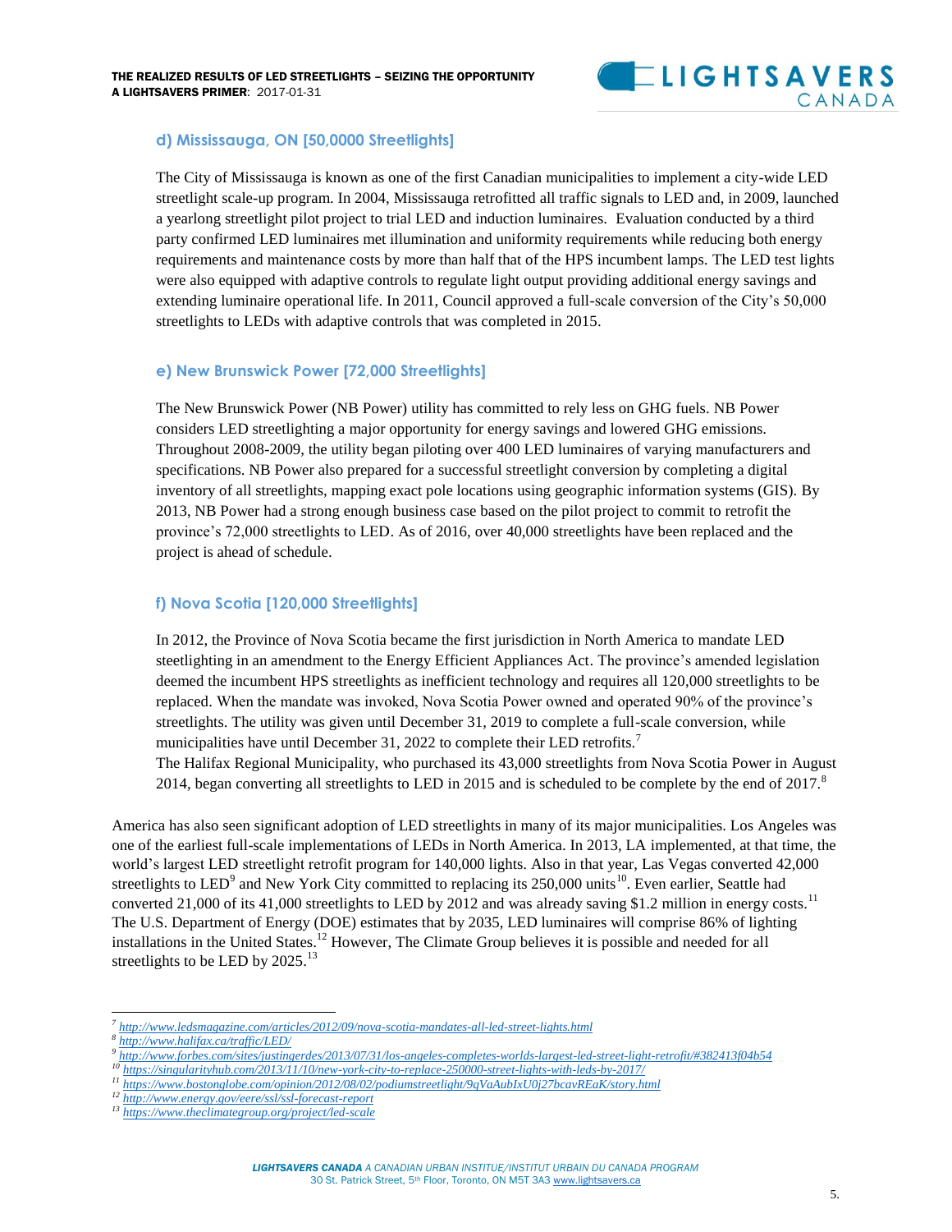### d) Mississauga, ON [50,0000 Streetlights]

The City of Mississauga is known as one of the first Canadian municipalities to implement a city-wide LED streetlight scale-up program. In 2004, Mississauga retrofitted all traffic signals to LED and, in 2009, launched a yearlong streetlight pilot project to trial LED and induction luminaires. Evaluation conducted by a third party confirmed LED luminaires met illumination and uniformity requirements while reducing both energy requirements and maintenance costs by more than half that of the HPS incumbent lamps. The LED test lights were also equipped with adaptive controls to regulate light output providing additional energy savings and extending luminaire operational life. In 2011, Council approved a full-scale conversion of the City's 50,000 streetlights to LEDs with adaptive controls that was completed in 2015.

### e) New Brunswick Power [72,000 Streetlights]

The New Brunswick Power (NB Power) utility has committed to rely less on GHG fuels. NB Power considers LED streetlighting a major opportunity for energy savings and lowered GHG emissions. Throughout 2008-2009, the utility began piloting over 400 LED luminaires of varying manufacturers and specifications. NB Power also prepared for a successful streetlight conversion by completing a digital inventory of all streetlights, mapping exact pole locations using geographic information systems (GIS). By 2013, NB Power had a strong enough business case based on the pilot project to commit to retrofit the province's 72,000 streetlights to LED. As of 2016, over 40,000 streetlights have been replaced and the project is ahead of schedule.

### f) Nova Scotia [120,000 Streetlights]

In 2012, the Province of Nova Scotia became the first jurisdiction in North America to mandate LED steetlighting in an amendment to the Energy Efficient Appliances Act. The province's amended legislation deemed the incumbent HPS streetlights as inefficient technology and requires all 120,000 streetlights to be replaced. When the mandate was invoked, Nova Scotia Power owned and operated 90% of the province's streetlights. The utility was given until December 31, 2019 to complete a full-scale conversion, while municipalities have until December 31, 2022 to complete their LED retrofits.[7]

The Halifax Regional Municipality, who purchased its 43,000 streetlights from Nova Scotia Power in August 2014, began converting all streetlights to LED in 2015 and is scheduled to be complete by the end of 2017.[8]

America has also seen significant adoption of LED streetlights in many of its major municipalities. Los Angeles was one of the earliest full-scale implementations of LEDs in North America. In 2013, LA implemented, at that time, the world's largest LED streetlight retrofit program for 140,000 lights. Also in that year, Las Vegas converted 42,000 streetlights to LED[9] and New York City committed to replacing its 250,000 units[10]. Even earlier, Seattle had converted 21,000 of its 41,000 streetlights to LED by 2012 and was already saving $1.2 million in energy costs.[11] The U.S. Department of Energy (DOE) estimates that by 2035, LED luminaires will comprise 86% of lighting installations in the United States.[12] However, The Climate Group believes it is possible and needed for all streetlights to be LED by 2025.[13]

---

[7] http://www.ledsmagazine.com/articles/2012/09/nova-scotia-mandates-all-led-street-lights.html
[8] http://www.halifax.ca/traffic/LED/
[9] http://www.forbes.com/sites/justingerdes/2013/07/31/los-angeles-completes-worlds-largest-led-street-light-retrofit/#382413f04b54
[10] https://singularityhub.com/2013/11/10/new-york-city-to-replace-250000-street-lights-with-leds-by-2017/
[11] https://www.bostonglobe.com/opinion/2012/08/02/podiumstreetlight/9qVaAubIxU0j27bcavREaK/story.html
[12] http://www.energy.gov/eere/ssl/ssl-forecast-report
[13] https://www.theclimategroup.org/project/led-scale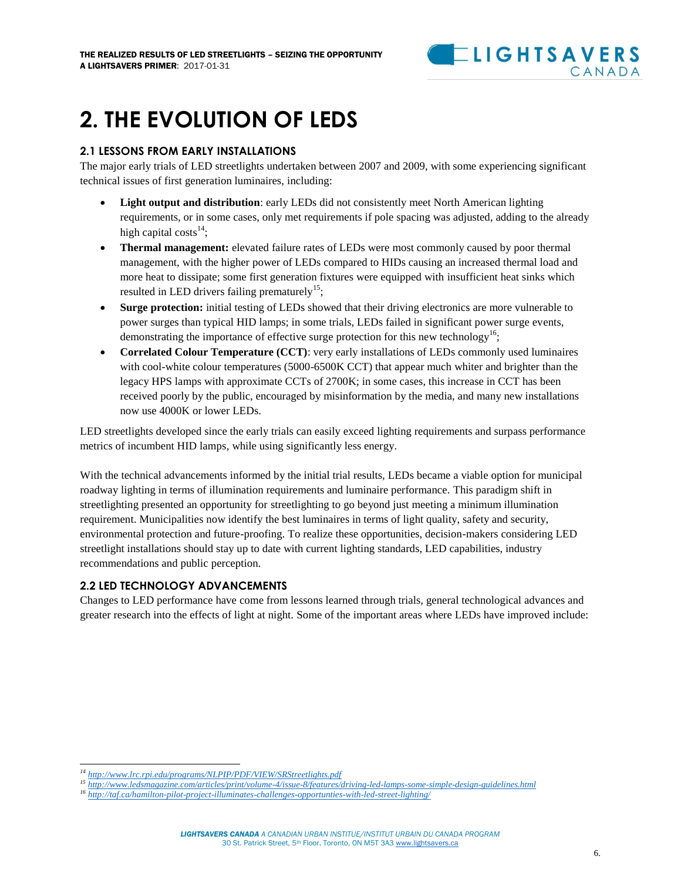# 2. THE EVOLUTION OF LEDS

## 2.1 LESSONS FROM EARLY INSTALLATIONS

The major early trials of LED streetlights undertaken between 2007 and 2009, with some experiencing significant technical issues of first generation luminaires, including:

- **Light output and distribution**: early LEDs did not consistently meet North American lighting requirements, or in some cases, only met requirements if pole spacing was adjusted, adding to the already high capital costs[14];
- **Thermal management:** elevated failure rates of LEDs were most commonly caused by poor thermal management, with the higher power of LEDs compared to HIDs causing an increased thermal load and more heat to dissipate; some first generation fixtures were equipped with insufficient heat sinks which resulted in LED drivers failing prematurely[15];
- **Surge protection:** initial testing of LEDs showed that their driving electronics are more vulnerable to power surges than typical HID lamps; in some trials, LEDs failed in significant power surge events, demonstrating the importance of effective surge protection for this new technology[16];
- **Correlated Colour Temperature (CCT)**: very early installations of LEDs commonly used luminaires with cool-white colour temperatures (5000-6500K CCT) that appear much whiter and brighter than the legacy HPS lamps with approximate CCTs of 2700K; in some cases, this increase in CCT has been received poorly by the public, encouraged by misinformation by the media, and many new installations now use 4000K or lower LEDs.

LED streetlights developed since the early trials can easily exceed lighting requirements and surpass performance metrics of incumbent HID lamps, while using significantly less energy.

With the technical advancements informed by the initial trial results, LEDs became a viable option for municipal roadway lighting in terms of illumination requirements and luminaire performance. This paradigm shift in streetlighting presented an opportunity for streetlighting to go beyond just meeting a minimum illumination requirement. Municipalities now identify the best luminaires in terms of light quality, safety and security, environmental protection and future-proofing. To realize these opportunities, decision-makers considering LED streetlight installations should stay up to date with current lighting standards, LED capabilities, industry recommendations and public perception.

## 2.2 LED TECHNOLOGY ADVANCEMENTS

Changes to LED performance have come from lessons learned through trials, general technological advances and greater research into the effects of light at night. Some of the important areas where LEDs have improved include:

---

[14] http://www.lrc.rpi.edu/programs/NLPIP/PDF/VIEW/SRStreetlights.pdf

[15] http://www.ledsmagazine.com/articles/print/volume-4/issue-8/features/driving-led-lamps-some-simple-design-guidelines.html

[16] http://taf.ca/hamilton-pilot-project-illuminates-challenges-opportunties-with-led-street-lighting/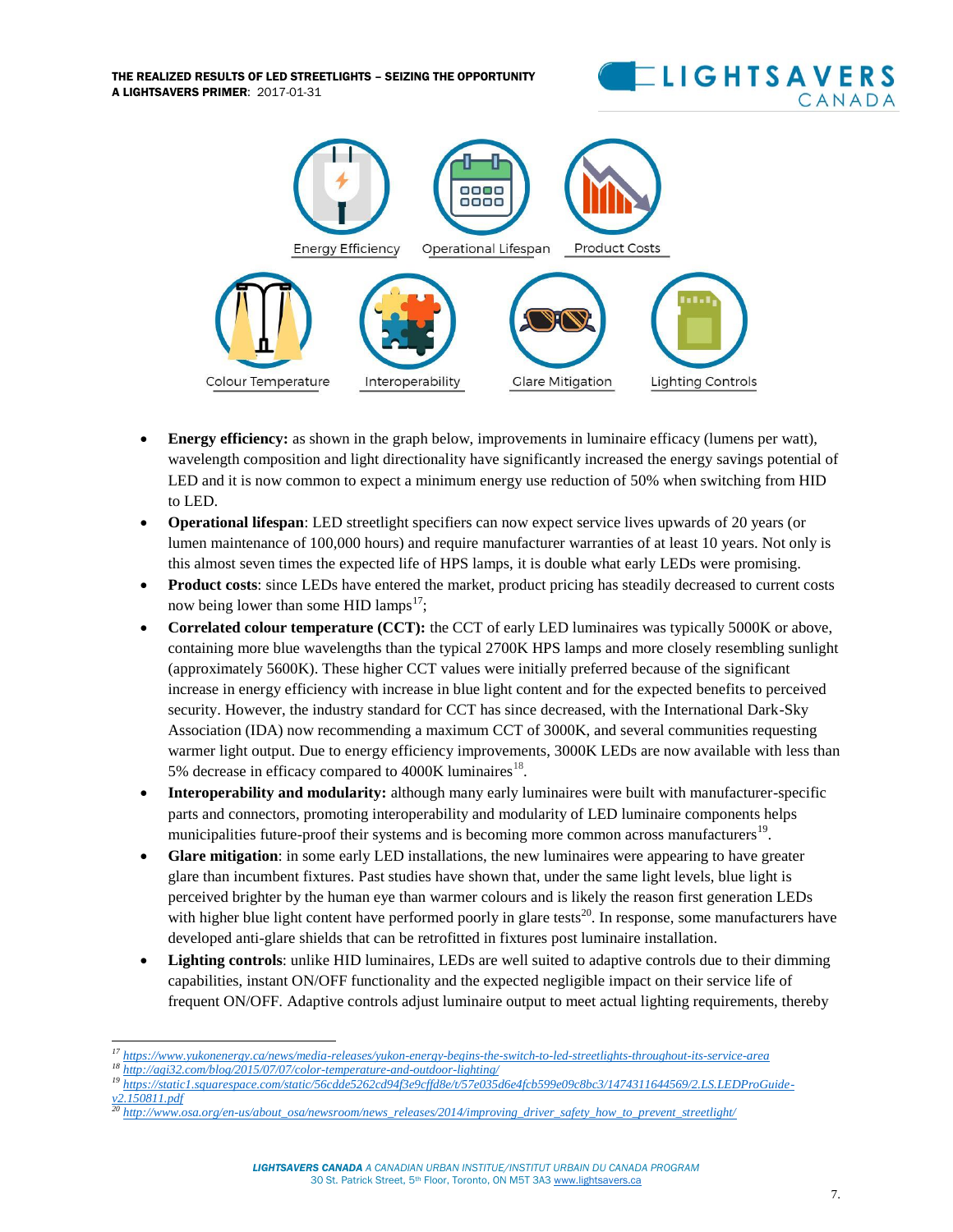Energy Efficiency Operational Lifespan Product Costs

Colour Temperature Interoperability Glare Mitigation Lighting Controls

- **Energy efficiency:** as shown in the graph below, improvements in luminaire efficacy (lumens per watt), wavelength composition and light directionality have significantly increased the energy savings potential of LED and it is now common to expect a minimum energy use reduction of 50% when switching from HID to LED.
- **Operational lifespan**: LED streetlight specifiers can now expect service lives upwards of 20 years (or lumen maintenance of 100,000 hours) and require manufacturer warranties of at least 10 years. Not only is this almost seven times the expected life of HPS lamps, it is double what early LEDs were promising.
- **Product costs**: since LEDs have entered the market, product pricing has steadily decreased to current costs now being lower than some HID lamps[17];
- **Correlated colour temperature (CCT):** the CCT of early LED luminaires was typically 5000K or above, containing more blue wavelengths than the typical 2700K HPS lamps and more closely resembling sunlight (approximately 5600K). These higher CCT values were initially preferred because of the significant increase in energy efficiency with increase in blue light content and for the expected benefits to perceived security. However, the industry standard for CCT has since decreased, with the International Dark-Sky Association (IDA) now recommending a maximum CCT of 3000K, and several communities requesting warmer light output. Due to energy efficiency improvements, 3000K LEDs are now available with less than 5% decrease in efficacy compared to 4000K luminaires[18].
- **Interoperability and modularity:** although many early luminaires were built with manufacturer-specific parts and connectors, promoting interoperability and modularity of LED luminaire components helps municipalities future-proof their systems and is becoming more common across manufacturers[19].
- **Glare mitigation**: in some early LED installations, the new luminaires were appearing to have greater glare than incumbent fixtures. Past studies have shown that, under the same light levels, blue light is perceived brighter by the human eye than warmer colours and is likely the reason first generation LEDs with higher blue light content have performed poorly in glare tests[20]. In response, some manufacturers have developed anti-glare shields that can be retrofitted in fixtures post luminaire installation.
- **Lighting controls**: unlike HID luminaires, LEDs are well suited to adaptive controls due to their dimming capabilities, instant ON/OFF functionality and the expected negligible impact on their service life of frequent ON/OFF. Adaptive controls adjust luminaire output to meet actual lighting requirements, thereby

[17] https://www.yukonenergy.ca/news/media-releases/yukon-energy-begins-the-switch-to-led-streetlights-throughout-its-service-area

[18] http://agi32.com/blog/2015/07/07/color-temperature-and-outdoor-lighting/

[19] https://static1.squarespace.com/static/56cdde5262cd94f3e9cffd8e/t/57e035d6e4fcb599e09c8bc3/1474311644569/2.LS.LEDProGuide-v2.150811.pdf

[20] http://www.osa.org/en-us/about_osa/newsroom/news_releases/2014/improving_driver_safety_how_to_prevent_streetlight/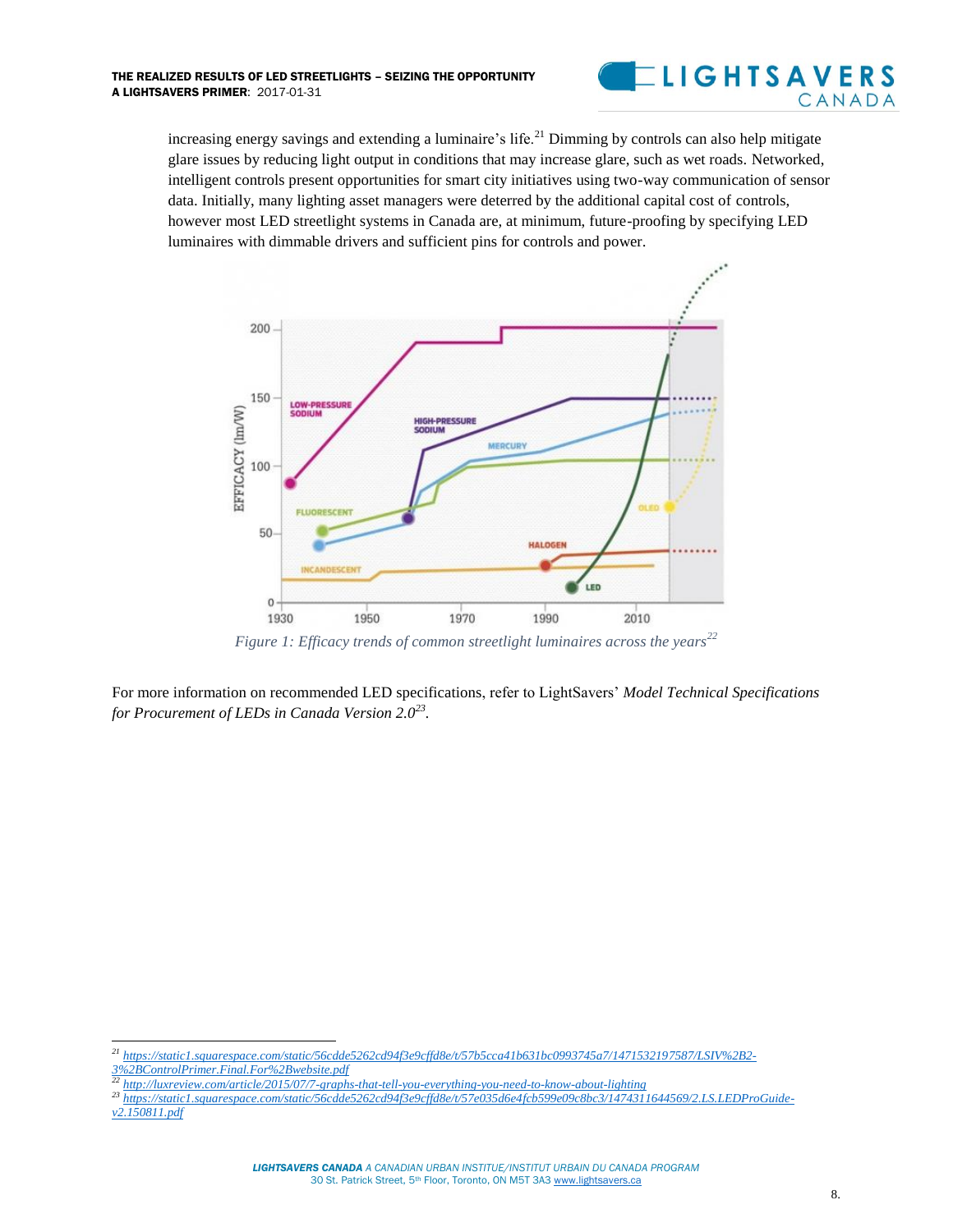increasing energy savings and extending a luminaire's life.[21] Dimming by controls can also help mitigate glare issues by reducing light output in conditions that may increase glare, such as wet roads. Networked, intelligent controls present opportunities for smart city initiatives using two-way communication of sensor data. Initially, many lighting asset managers were deterred by the additional capital cost of controls, however most LED streetlight systems in Canada are, at minimum, future-proofing by specifying LED luminaires with dimmable drivers and sufficient pins for controls and power.

*Figure 1: Efficacy trends of common streetlight luminaires across the years[22]*

For more information on recommended LED specifications, refer to LightSavers' *Model Technical Specifications for Procurement of LEDs in Canada Version 2.0*[23].

---

[21] https://static1.squarespace.com/static/56cdde5262cd94f3e9cffd8e/t/57b5cca41b631bc0993745a7/1471532197587/LSIV%2B2-3%2BControlPrimer.Final.For%2Bwebsite.pdf

[22] http://luxreview.com/article/2015/07/7-graphs-that-tell-you-everything-you-need-to-know-about-lighting

[23] https://static1.squarespace.com/static/56cdde5262cd94f3e9cffd8e/t/57e035d6e4fcb599e09c8bc3/1474311644569/2.LS.LEDProGuide-v2.150811.pdf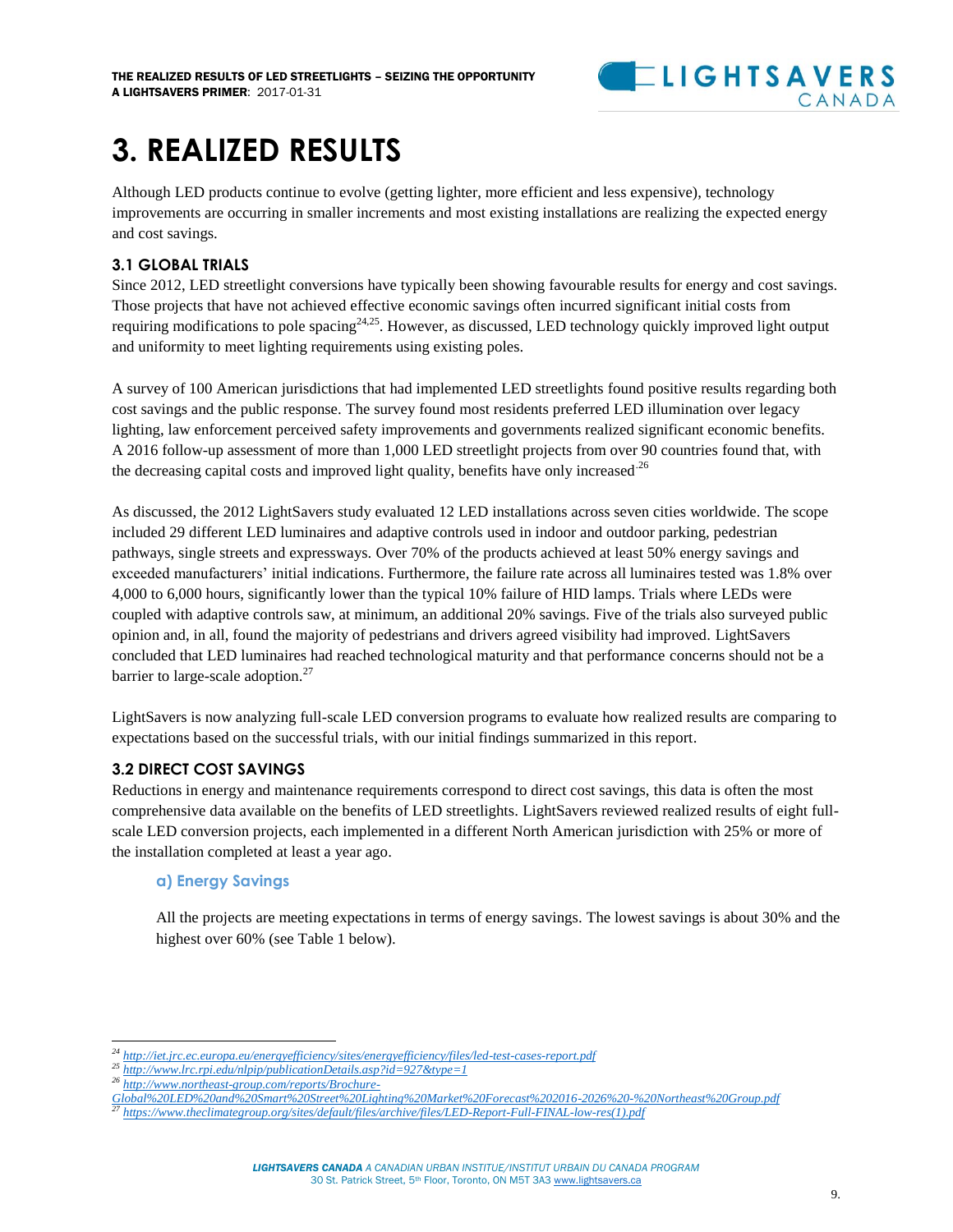# 3. REALIZED RESULTS

Although LED products continue to evolve (getting lighter, more efficient and less expensive), technology improvements are occurring in smaller increments and most existing installations are realizing the expected energy and cost savings.

### 3.1 GLOBAL TRIALS

Since 2012, LED streetlight conversions have typically been showing favourable results for energy and cost savings. Those projects that have not achieved effective economic savings often incurred significant initial costs from requiring modifications to pole spacing[24,25]. However, as discussed, LED technology quickly improved light output and uniformity to meet lighting requirements using existing poles.

A survey of 100 American jurisdictions that had implemented LED streetlights found positive results regarding both cost savings and the public response. The survey found most residents preferred LED illumination over legacy lighting, law enforcement perceived safety improvements and governments realized significant economic benefits. A 2016 follow-up assessment of more than 1,000 LED streetlight projects from over 90 countries found that, with the decreasing capital costs and improved light quality, benefits have only increased.[26]

As discussed, the 2012 LightSavers study evaluated 12 LED installations across seven cities worldwide. The scope included 29 different LED luminaires and adaptive controls used in indoor and outdoor parking, pedestrian pathways, single streets and expressways. Over 70% of the products achieved at least 50% energy savings and exceeded manufacturers' initial indications. Furthermore, the failure rate across all luminaires tested was 1.8% over 4,000 to 6,000 hours, significantly lower than the typical 10% failure of HID lamps. Trials where LEDs were coupled with adaptive controls saw, at minimum, an additional 20% savings. Five of the trials also surveyed public opinion and, in all, found the majority of pedestrians and drivers agreed visibility had improved. LightSavers concluded that LED luminaires had reached technological maturity and that performance concerns should not be a barrier to large-scale adoption.[27]

LightSavers is now analyzing full-scale LED conversion programs to evaluate how realized results are comparing to expectations based on the successful trials, with our initial findings summarized in this report.

### 3.2 DIRECT COST SAVINGS

Reductions in energy and maintenance requirements correspond to direct cost savings, this data is often the most comprehensive data available on the benefits of LED streetlights. LightSavers reviewed realized results of eight full-scale LED conversion projects, each implemented in a different North American jurisdiction with 25% or more of the installation completed at least a year ago.

#### a) Energy Savings

All the projects are meeting expectations in terms of energy savings. The lowest savings is about 30% and the highest over 60% (see Table 1 below).

---

[24] http://iet.jrc.ec.europa.eu/energyefficiency/sites/energyefficiency/files/led-test-cases-report.pdf
[25] http://www.lrc.rpi.edu/nlpip/publicationDetails.asp?id=927&type=1
[26] http://www.northeast-group.com/reports/Brochure-Global%20LED%20and%20Smart%20Street%20Lighting%20Market%20Forecast%202016-2026%20-%20Northeast%20Group.pdf
[27] https://www.theclimategroup.org/sites/default/files/archive/files/LED-Report-Full-FINAL-low-res(1).pdf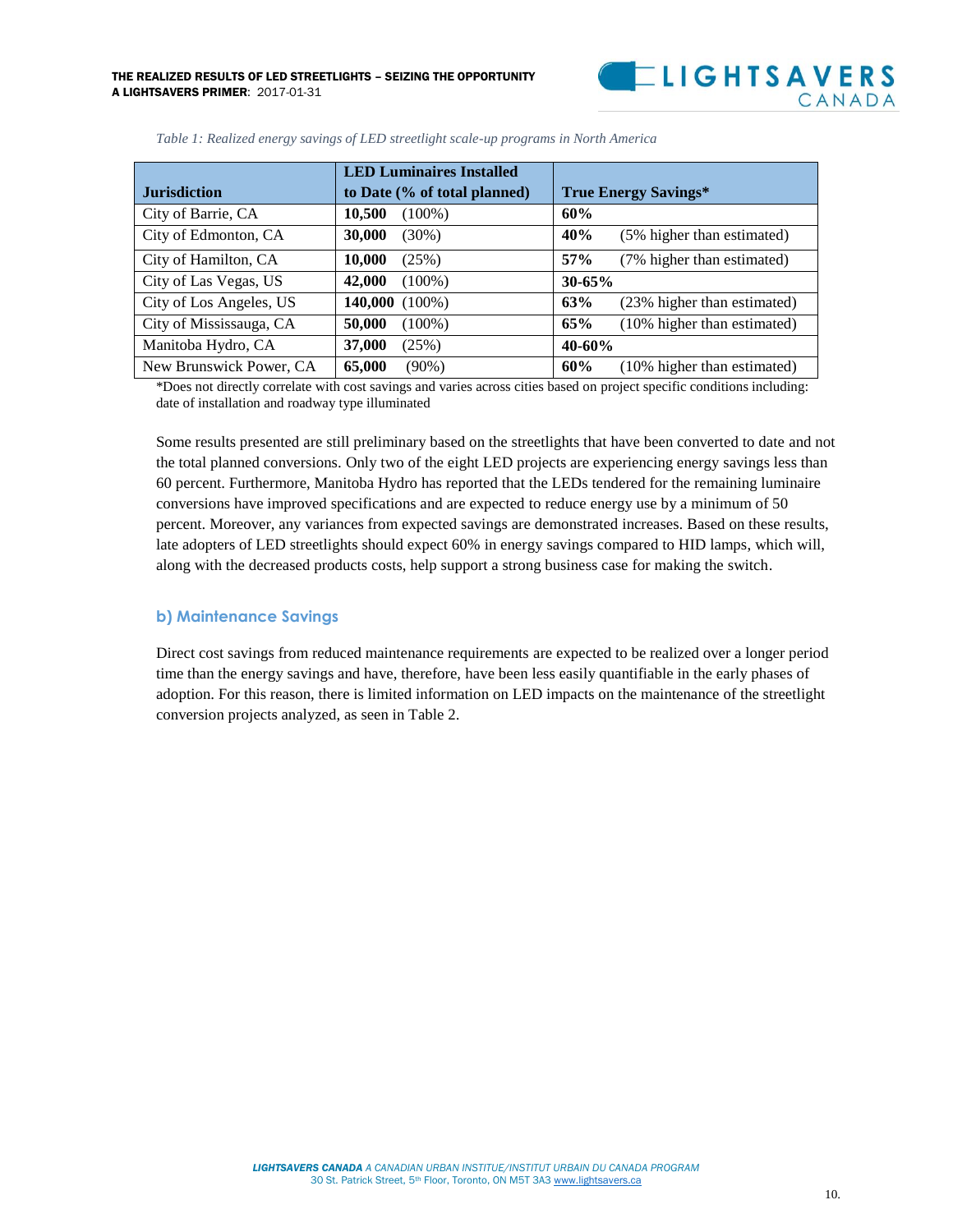*Table 1: Realized energy savings of LED streetlight scale-up programs in North America*

| Jurisdiction | LED Luminaires Installed to Date (% of total planned) | True Energy Savings* |
|---|---|---|
| City of Barrie, CA | **10,500** (100%) | **60%** |
| City of Edmonton, CA | **30,000** (30%) | **40%** (5% higher than estimated) |
| City of Hamilton, CA | **10,000** (25%) | **57%** (7% higher than estimated) |
| City of Las Vegas, US | **42,000** (100%) | **30-65%** |
| City of Los Angeles, US | **140,000** (100%) | **63%** (23% higher than estimated) |
| City of Mississauga, CA | **50,000** (100%) | **65%** (10% higher than estimated) |
| Manitoba Hydro, CA | **37,000** (25%) | **40-60%** |
| New Brunswick Power, CA | **65,000** (90%) | **60%** (10% higher than estimated) |

*Does not directly correlate with cost savings and varies across cities based on project specific conditions including: date of installation and roadway type illuminated

Some results presented are still preliminary based on the streetlights that have been converted to date and not the total planned conversions. Only two of the eight LED projects are experiencing energy savings less than 60 percent. Furthermore, Manitoba Hydro has reported that the LEDs tendered for the remaining luminaire conversions have improved specifications and are expected to reduce energy use by a minimum of 50 percent. Moreover, any variances from expected savings are demonstrated increases. Based on these results, late adopters of LED streetlights should expect 60% in energy savings compared to HID lamps, which will, along with the decreased products costs, help support a strong business case for making the switch.

### b) Maintenance Savings

Direct cost savings from reduced maintenance requirements are expected to be realized over a longer period time than the energy savings and have, therefore, have been less easily quantifiable in the early phases of adoption. For this reason, there is limited information on LED impacts on the maintenance of the streetlight conversion projects analyzed, as seen in Table 2.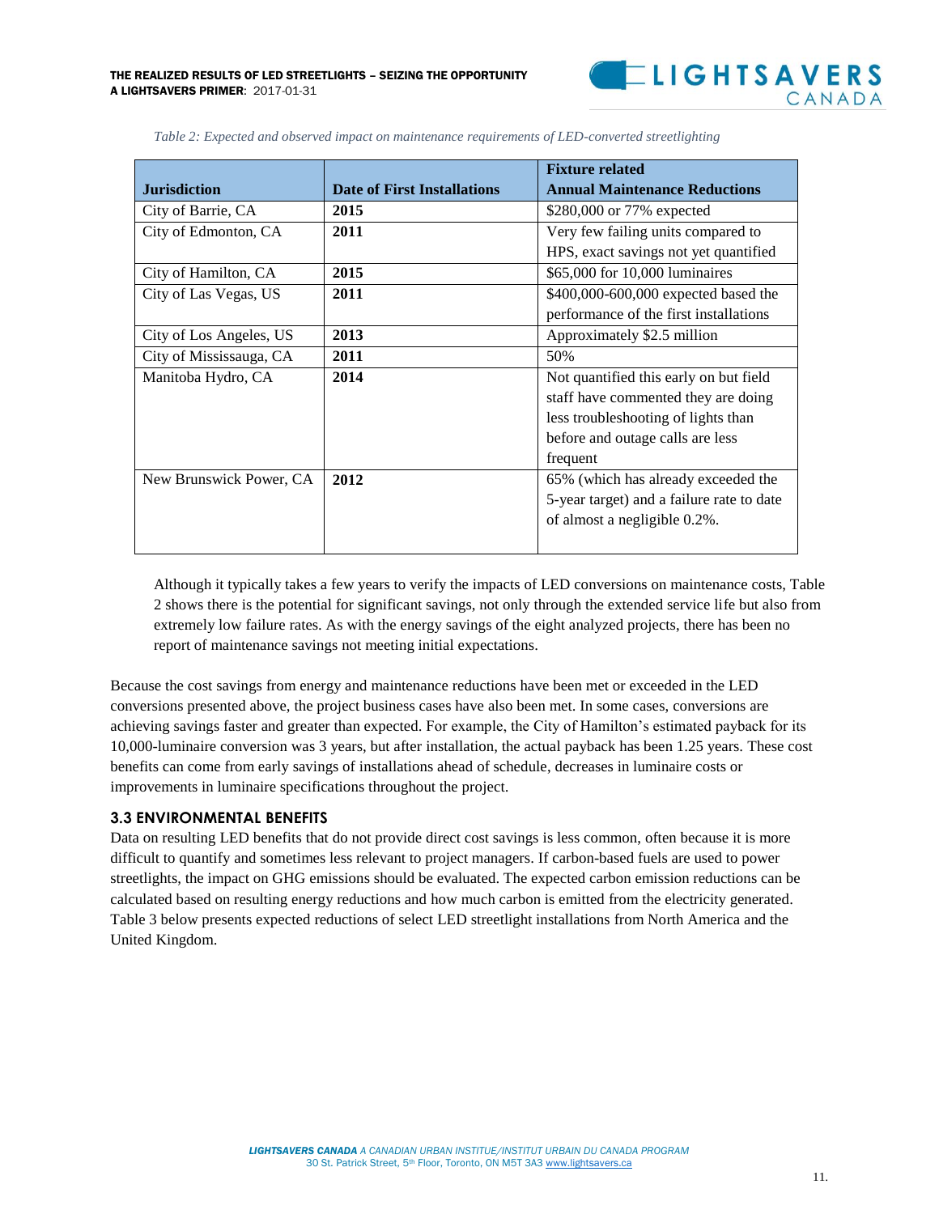*Table 2: Expected and observed impact on maintenance requirements of LED-converted streetlighting*

| Jurisdiction | Date of First Installations | Fixture related Annual Maintenance Reductions |
|---|---|---|
| City of Barrie, CA | **2015** | $280,000 or 77% expected |
| City of Edmonton, CA | **2011** | Very few failing units compared to HPS, exact savings not yet quantified |
| City of Hamilton, CA | **2015** | $65,000 for 10,000 luminaires |
| City of Las Vegas, US | **2011** | $400,000-600,000 expected based the performance of the first installations |
| City of Los Angeles, US | **2013** | Approximately $2.5 million |
| City of Mississauga, CA | **2011** | 50% |
| Manitoba Hydro, CA | **2014** | Not quantified this early on but field staff have commented they are doing less troubleshooting of lights than before and outage calls are less frequent |
| New Brunswick Power, CA | **2012** | 65% (which has already exceeded the 5-year target) and a failure rate to date of almost a negligible 0.2%. |

Although it typically takes a few years to verify the impacts of LED conversions on maintenance costs, Table 2 shows there is the potential for significant savings, not only through the extended service life but also from extremely low failure rates. As with the energy savings of the eight analyzed projects, there has been no report of maintenance savings not meeting initial expectations.

Because the cost savings from energy and maintenance reductions have been met or exceeded in the LED conversions presented above, the project business cases have also been met. In some cases, conversions are achieving savings faster and greater than expected. For example, the City of Hamilton's estimated payback for its 10,000-luminaire conversion was 3 years, but after installation, the actual payback has been 1.25 years. These cost benefits can come from early savings of installations ahead of schedule, decreases in luminaire costs or improvements in luminaire specifications throughout the project.

### 3.3 ENVIRONMENTAL BENEFITS

Data on resulting LED benefits that do not provide direct cost savings is less common, often because it is more difficult to quantify and sometimes less relevant to project managers. If carbon-based fuels are used to power streetlights, the impact on GHG emissions should be evaluated. The expected carbon emission reductions can be calculated based on resulting energy reductions and how much carbon is emitted from the electricity generated. Table 3 below presents expected reductions of select LED streetlight installations from North America and the United Kingdom.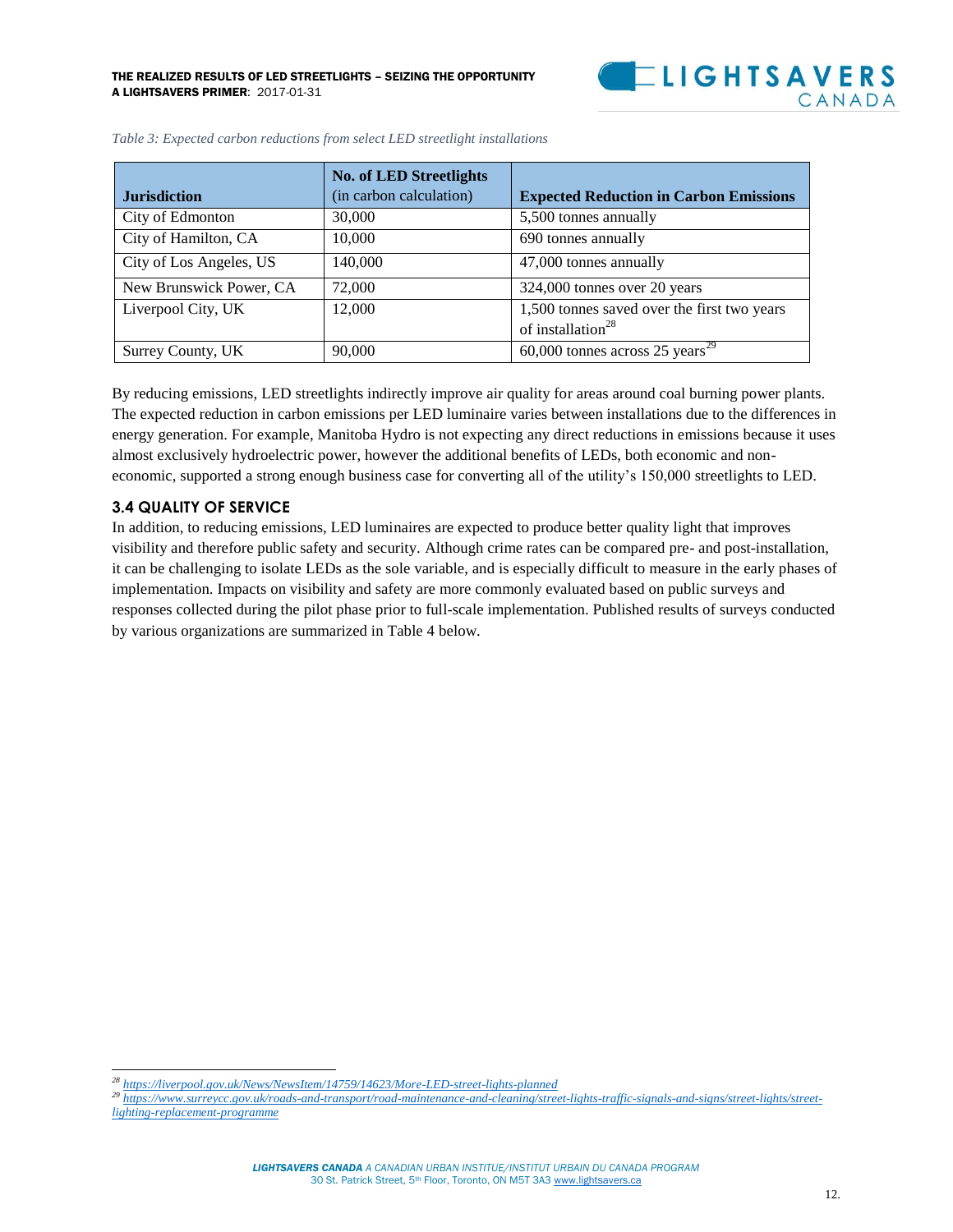*Table 3: Expected carbon reductions from select LED streetlight installations*

| Jurisdiction | No. of LED Streetlights (in carbon calculation) | Expected Reduction in Carbon Emissions |
|---|---|---|
| City of Edmonton | 30,000 | 5,500 tonnes annually |
| City of Hamilton, CA | 10,000 | 690 tonnes annually |
| City of Los Angeles, US | 140,000 | 47,000 tonnes annually |
| New Brunswick Power, CA | 72,000 | 324,000 tonnes over 20 years |
| Liverpool City, UK | 12,000 | 1,500 tonnes saved over the first two years of installation[28] |
| Surrey County, UK | 90,000 | 60,000 tonnes across 25 years[29] |

By reducing emissions, LED streetlights indirectly improve air quality for areas around coal burning power plants. The expected reduction in carbon emissions per LED luminaire varies between installations due to the differences in energy generation. For example, Manitoba Hydro is not expecting any direct reductions in emissions because it uses almost exclusively hydroelectric power, however the additional benefits of LEDs, both economic and non-economic, supported a strong enough business case for converting all of the utility's 150,000 streetlights to LED.

### 3.4 QUALITY OF SERVICE

In addition, to reducing emissions, LED luminaires are expected to produce better quality light that improves visibility and therefore public safety and security. Although crime rates can be compared pre- and post-installation, it can be challenging to isolate LEDs as the sole variable, and is especially difficult to measure in the early phases of implementation. Impacts on visibility and safety are more commonly evaluated based on public surveys and responses collected during the pilot phase prior to full-scale implementation. Published results of surveys conducted by various organizations are summarized in Table 4 below.

---

[28] https://liverpool.gov.uk/News/NewsItem/14759/14623/More-LED-street-lights-planned

[29] https://www.surreycc.gov.uk/roads-and-transport/road-maintenance-and-cleaning/street-lights-traffic-signals-and-signs/street-lights/street-lighting-replacement-programme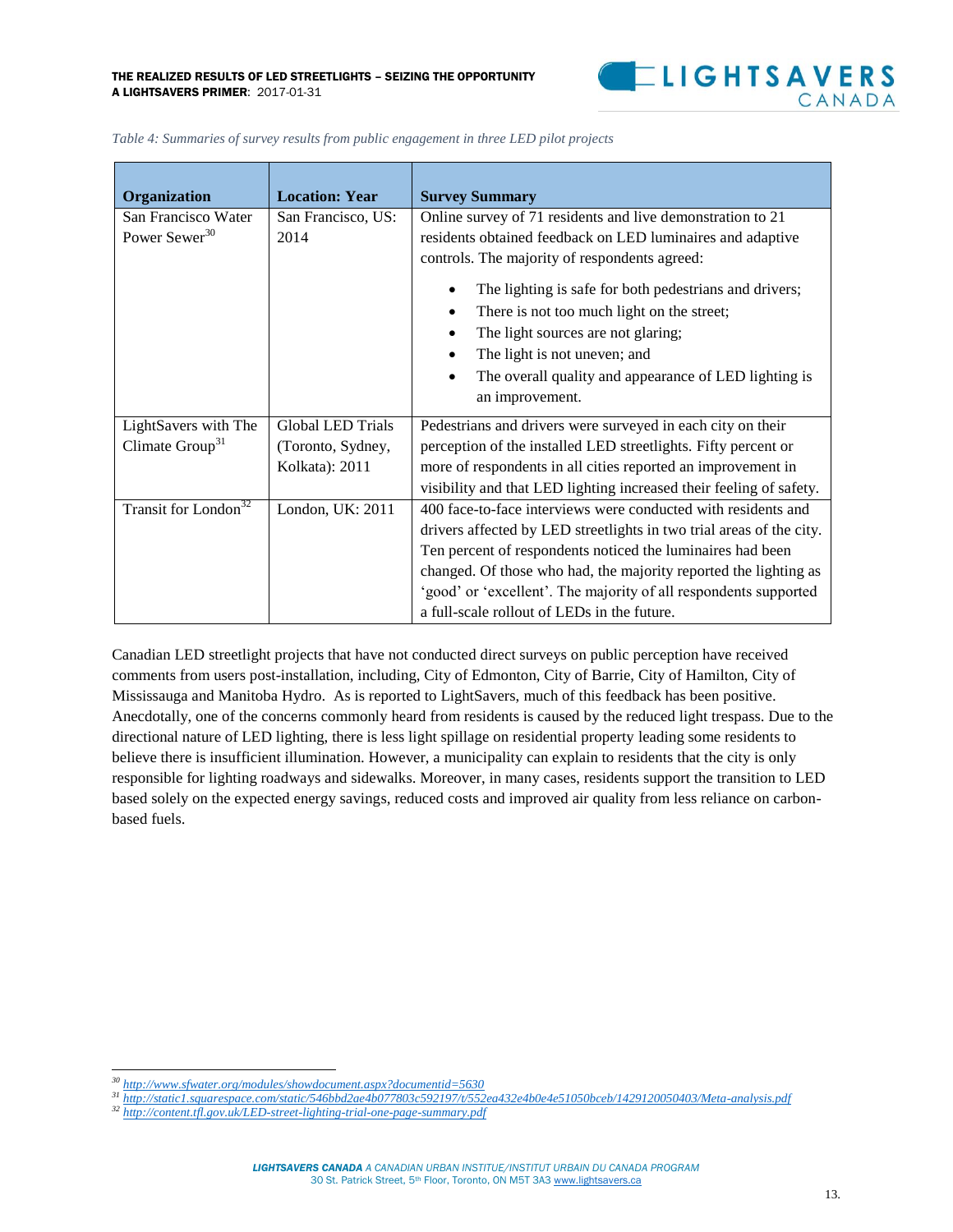*Table 4: Summaries of survey results from public engagement in three LED pilot projects*

| Organization | Location: Year | Survey Summary |
|---|---|---|
| San Francisco Water Power Sewer[30] | San Francisco, US: 2014 | Online survey of 71 residents and live demonstration to 21 residents obtained feedback on LED luminaires and adaptive controls. The majority of respondents agreed: <br>• The lighting is safe for both pedestrians and drivers; <br>• There is not too much light on the street; <br>• The light sources are not glaring; <br>• The light is not uneven; and <br>• The overall quality and appearance of LED lighting is an improvement. |
| LightSavers with The Climate Group[31] | Global LED Trials (Toronto, Sydney, Kolkata): 2011 | Pedestrians and drivers were surveyed in each city on their perception of the installed LED streetlights. Fifty percent or more of respondents in all cities reported an improvement in visibility and that LED lighting increased their feeling of safety. |
| Transit for London[32] | London, UK: 2011 | 400 face-to-face interviews were conducted with residents and drivers affected by LED streetlights in two trial areas of the city. Ten percent of respondents noticed the luminaires had been changed. Of those who had, the majority reported the lighting as 'good' or 'excellent'. The majority of all respondents supported a full-scale rollout of LEDs in the future. |

Canadian LED streetlight projects that have not conducted direct surveys on public perception have received comments from users post-installation, including, City of Edmonton, City of Barrie, City of Hamilton, City of Mississauga and Manitoba Hydro. As is reported to LightSavers, much of this feedback has been positive. Anecdotally, one of the concerns commonly heard from residents is caused by the reduced light trespass. Due to the directional nature of LED lighting, there is less light spillage on residential property leading some residents to believe there is insufficient illumination. However, a municipality can explain to residents that the city is only responsible for lighting roadways and sidewalks. Moreover, in many cases, residents support the transition to LED based solely on the expected energy savings, reduced costs and improved air quality from less reliance on carbon-based fuels.

---

[30] http://www.sfwater.org/modules/showdocument.aspx?documentid=5630

[31] http://static1.squarespace.com/static/546bbd2ae4b077803c592197/t/552ea432e4b0e4e51050bceb/1429120050403/Meta-analysis.pdf

[32] http://content.tfl.gov.uk/LED-street-lighting-trial-one-page-summary.pdf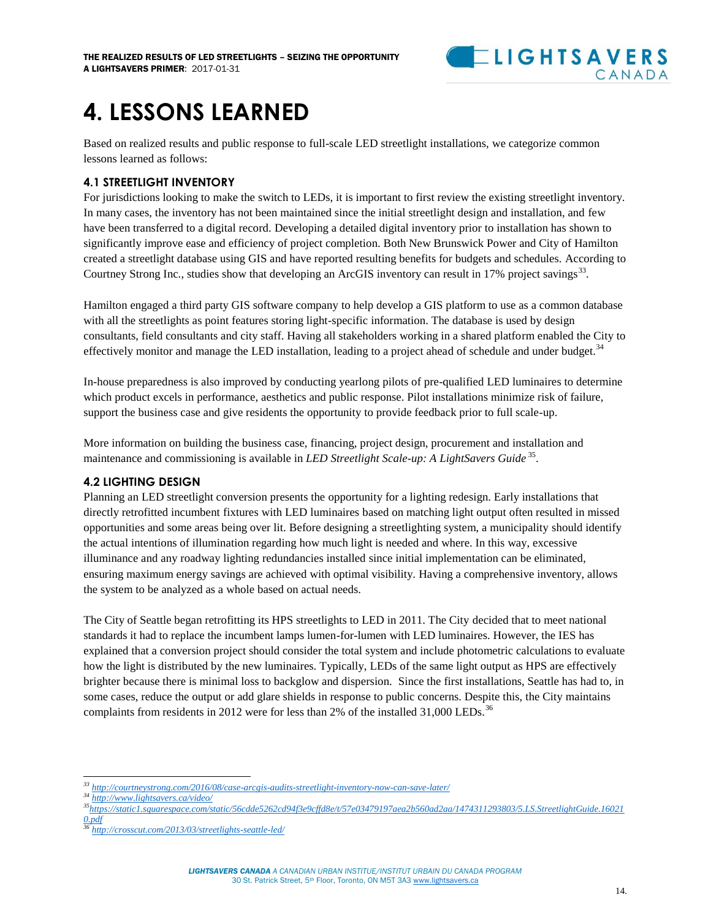# 4. LESSONS LEARNED

Based on realized results and public response to full-scale LED streetlight installations, we categorize common lessons learned as follows:

### 4.1 STREETLIGHT INVENTORY

For jurisdictions looking to make the switch to LEDs, it is important to first review the existing streetlight inventory. In many cases, the inventory has not been maintained since the initial streetlight design and installation, and few have been transferred to a digital record. Developing a detailed digital inventory prior to installation has shown to significantly improve ease and efficiency of project completion. Both New Brunswick Power and City of Hamilton created a streetlight database using GIS and have reported resulting benefits for budgets and schedules. According to Courtney Strong Inc., studies show that developing an ArcGIS inventory can result in 17% project savings[33].

Hamilton engaged a third party GIS software company to help develop a GIS platform to use as a common database with all the streetlights as point features storing light-specific information. The database is used by design consultants, field consultants and city staff. Having all stakeholders working in a shared platform enabled the City to effectively monitor and manage the LED installation, leading to a project ahead of schedule and under budget.[34]

In-house preparedness is also improved by conducting yearlong pilots of pre-qualified LED luminaires to determine which product excels in performance, aesthetics and public response. Pilot installations minimize risk of failure, support the business case and give residents the opportunity to provide feedback prior to full scale-up.

More information on building the business case, financing, project design, procurement and installation and maintenance and commissioning is available in *LED Streetlight Scale-up: A LightSavers Guide*[35].

### 4.2 LIGHTING DESIGN

Planning an LED streetlight conversion presents the opportunity for a lighting redesign. Early installations that directly retrofitted incumbent fixtures with LED luminaires based on matching light output often resulted in missed opportunities and some areas being over lit. Before designing a streetlighting system, a municipality should identify the actual intentions of illumination regarding how much light is needed and where. In this way, excessive illuminance and any roadway lighting redundancies installed since initial implementation can be eliminated, ensuring maximum energy savings are achieved with optimal visibility. Having a comprehensive inventory, allows the system to be analyzed as a whole based on actual needs.

The City of Seattle began retrofitting its HPS streetlights to LED in 2011. The City decided that to meet national standards it had to replace the incumbent lamps lumen-for-lumen with LED luminaires. However, the IES has explained that a conversion project should consider the total system and include photometric calculations to evaluate how the light is distributed by the new luminaires. Typically, LEDs of the same light output as HPS are effectively brighter because there is minimal loss to backglow and dispersion. Since the first installations, Seattle has had to, in some cases, reduce the output or add glare shields in response to public concerns. Despite this, the City maintains complaints from residents in 2012 were for less than 2% of the installed 31,000 LEDs.[36]

---

[33] http://courtneystrong.com/2016/08/case-arcgis-audits-streetlight-inventory-now-can-save-later/

[34] http://www.lightsavers.ca/video/

[35] https://static1.squarespace.com/static/56cdde5262cd94f3e9cffd8e/t/57e03479197aea2b560ad2aa/1474311293803/5.LS.StreetlightGuide.160210.pdf

[36] http://crosscut.com/2013/03/streetlights-seattle-led/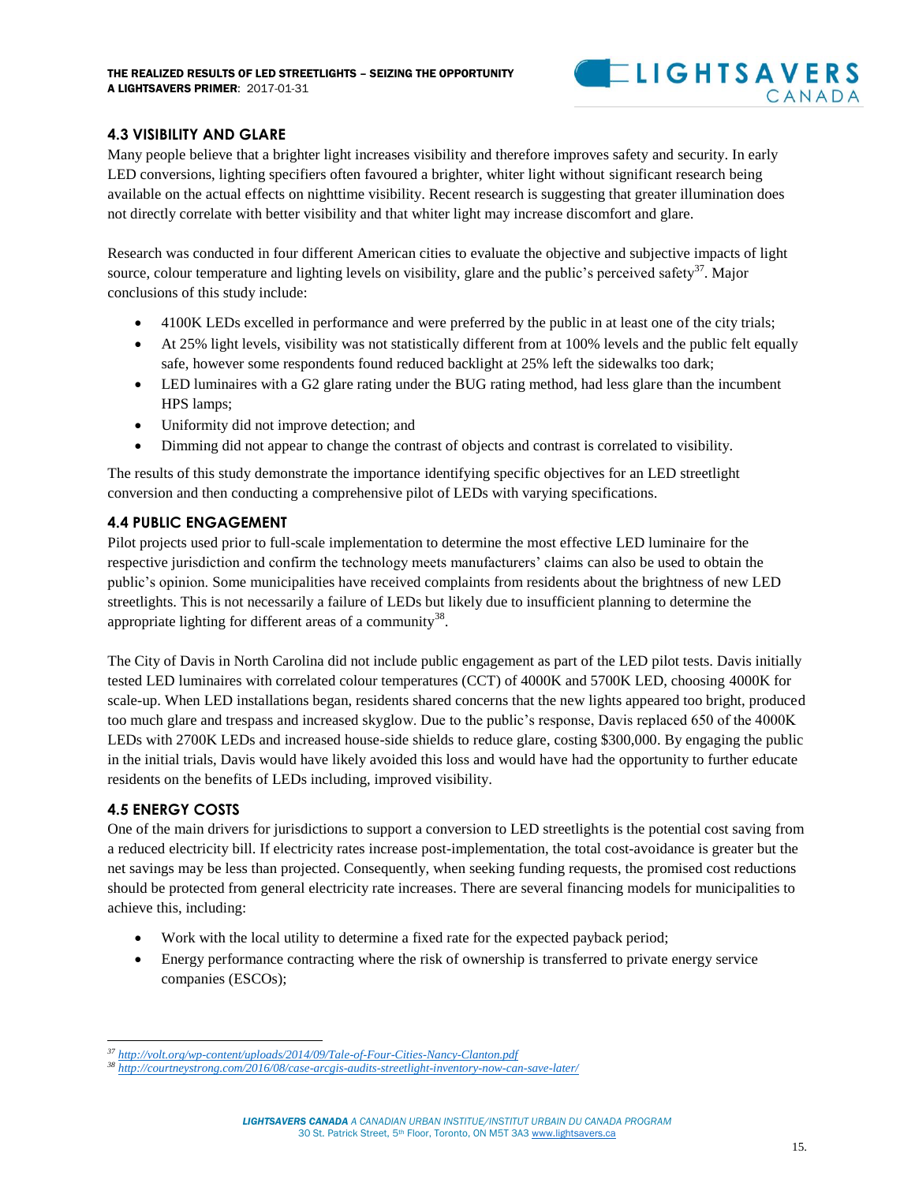### 4.3 VISIBILITY AND GLARE

Many people believe that a brighter light increases visibility and therefore improves safety and security. In early LED conversions, lighting specifiers often favoured a brighter, whiter light without significant research being available on the actual effects on nighttime visibility. Recent research is suggesting that greater illumination does not directly correlate with better visibility and that whiter light may increase discomfort and glare.

Research was conducted in four different American cities to evaluate the objective and subjective impacts of light source, colour temperature and lighting levels on visibility, glare and the public's perceived safety[37]. Major conclusions of this study include:

- 4100K LEDs excelled in performance and were preferred by the public in at least one of the city trials;
- At 25% light levels, visibility was not statistically different from at 100% levels and the public felt equally safe, however some respondents found reduced backlight at 25% left the sidewalks too dark;
- LED luminaires with a G2 glare rating under the BUG rating method, had less glare than the incumbent HPS lamps;
- Uniformity did not improve detection; and
- Dimming did not appear to change the contrast of objects and contrast is correlated to visibility.

The results of this study demonstrate the importance identifying specific objectives for an LED streetlight conversion and then conducting a comprehensive pilot of LEDs with varying specifications.

### 4.4 PUBLIC ENGAGEMENT

Pilot projects used prior to full-scale implementation to determine the most effective LED luminaire for the respective jurisdiction and confirm the technology meets manufacturers' claims can also be used to obtain the public's opinion. Some municipalities have received complaints from residents about the brightness of new LED streetlights. This is not necessarily a failure of LEDs but likely due to insufficient planning to determine the appropriate lighting for different areas of a community[38].

The City of Davis in North Carolina did not include public engagement as part of the LED pilot tests. Davis initially tested LED luminaires with correlated colour temperatures (CCT) of 4000K and 5700K LED, choosing 4000K for scale-up. When LED installations began, residents shared concerns that the new lights appeared too bright, produced too much glare and trespass and increased skyglow. Due to the public's response, Davis replaced 650 of the 4000K LEDs with 2700K LEDs and increased house-side shields to reduce glare, costing $300,000. By engaging the public in the initial trials, Davis would have likely avoided this loss and would have had the opportunity to further educate residents on the benefits of LEDs including, improved visibility.

### 4.5 ENERGY COSTS

One of the main drivers for jurisdictions to support a conversion to LED streetlights is the potential cost saving from a reduced electricity bill. If electricity rates increase post-implementation, the total cost-avoidance is greater but the net savings may be less than projected. Consequently, when seeking funding requests, the promised cost reductions should be protected from general electricity rate increases. There are several financing models for municipalities to achieve this, including:

- Work with the local utility to determine a fixed rate for the expected payback period;
- Energy performance contracting where the risk of ownership is transferred to private energy service companies (ESCOs);

---

[37] http://volt.org/wp-content/uploads/2014/09/Tale-of-Four-Cities-Nancy-Clanton.pdf

[38] http://courtneystrong.com/2016/08/case-arcgis-audits-streetlight-inventory-now-can-save-later/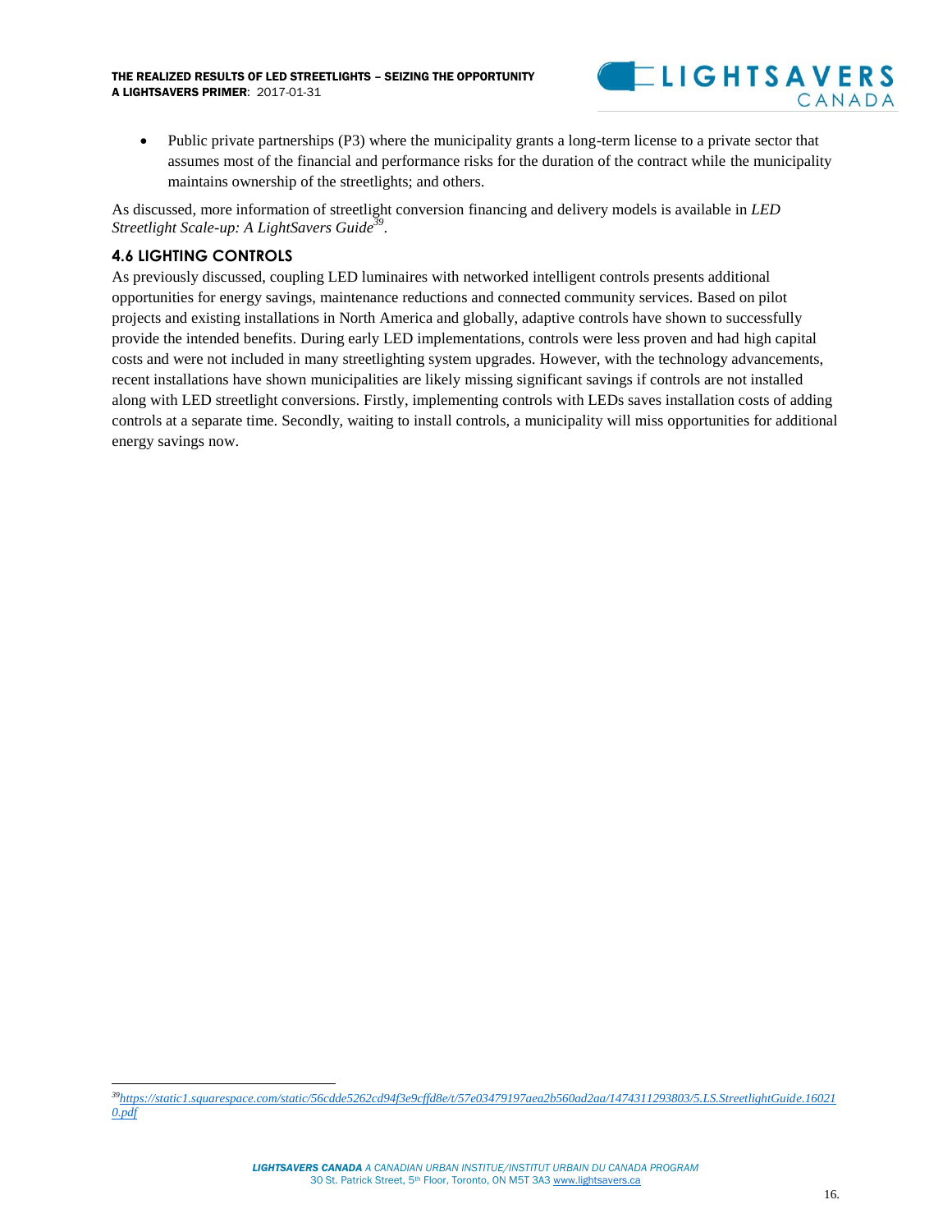- Public private partnerships (P3) where the municipality grants a long-term license to a private sector that assumes most of the financial and performance risks for the duration of the contract while the municipality maintains ownership of the streetlights; and others.

As discussed, more information of streetlight conversion financing and delivery models is available in *LED Streetlight Scale-up: A LightSavers Guide*[39].

## 4.6 LIGHTING CONTROLS

As previously discussed, coupling LED luminaires with networked intelligent controls presents additional opportunities for energy savings, maintenance reductions and connected community services. Based on pilot projects and existing installations in North America and globally, adaptive controls have shown to successfully provide the intended benefits. During early LED implementations, controls were less proven and had high capital costs and were not included in many streetlighting system upgrades. However, with the technology advancements, recent installations have shown municipalities are likely missing significant savings if controls are not installed along with LED streetlight conversions. Firstly, implementing controls with LEDs saves installation costs of adding controls at a separate time. Secondly, waiting to install controls, a municipality will miss opportunities for additional energy savings now.

---

[39] https://static1.squarespace.com/static/56cdde5262cd94f3e9cffd8e/t/57e03479197aea2b560ad2aa/1474311293803/5.LS.StreetlightGuide.160210.pdf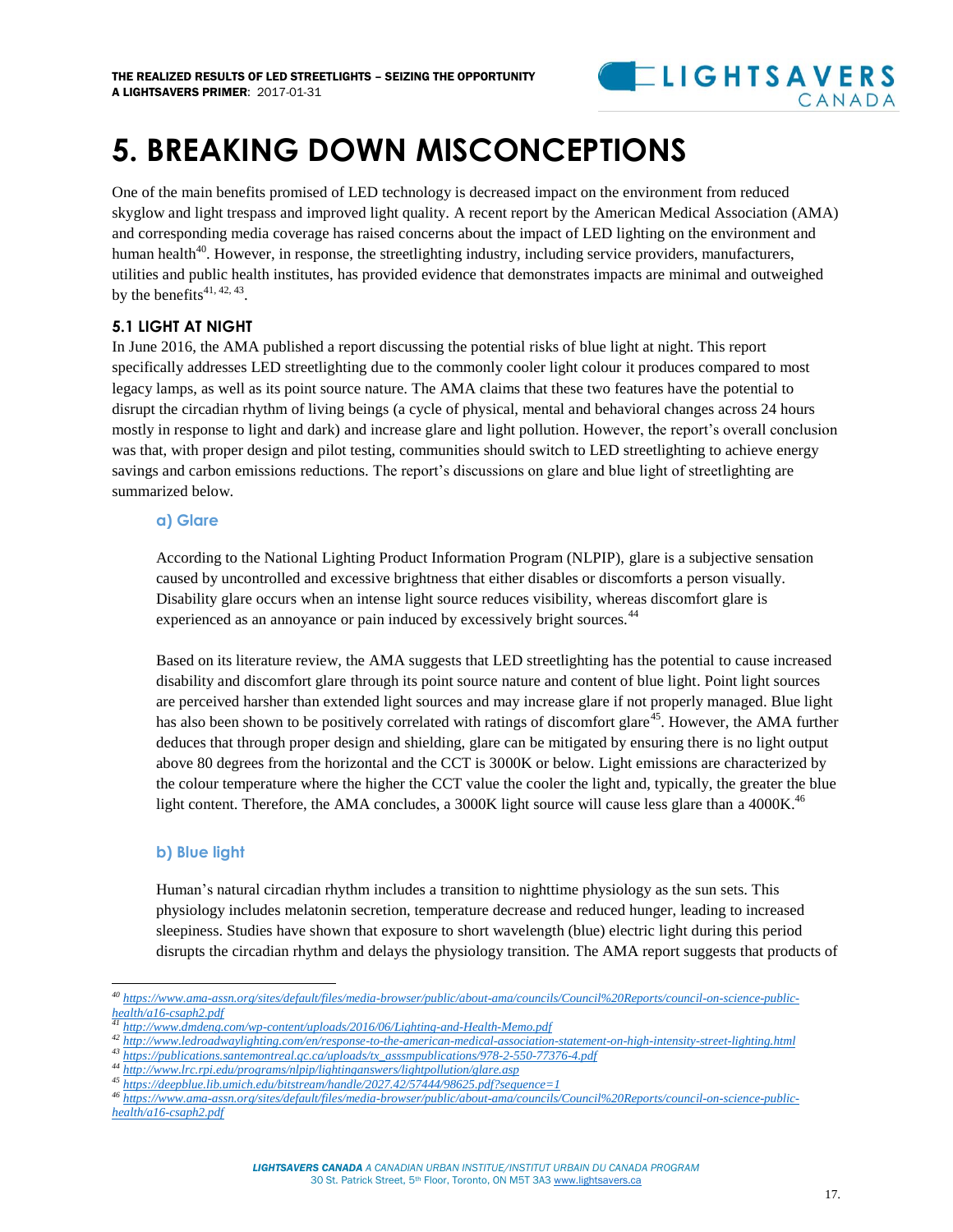# 5. BREAKING DOWN MISCONCEPTIONS

One of the main benefits promised of LED technology is decreased impact on the environment from reduced skyglow and light trespass and improved light quality. A recent report by the American Medical Association (AMA) and corresponding media coverage has raised concerns about the impact of LED lighting on the environment and human health[40]. However, in response, the streetlighting industry, including service providers, manufacturers, utilities and public health institutes, has provided evidence that demonstrates impacts are minimal and outweighed by the benefits[41, 42, 43].

## 5.1 LIGHT AT NIGHT

In June 2016, the AMA published a report discussing the potential risks of blue light at night. This report specifically addresses LED streetlighting due to the commonly cooler light colour it produces compared to most legacy lamps, as well as its point source nature. The AMA claims that these two features have the potential to disrupt the circadian rhythm of living beings (a cycle of physical, mental and behavioral changes across 24 hours mostly in response to light and dark) and increase glare and light pollution. However, the report's overall conclusion was that, with proper design and pilot testing, communities should switch to LED streetlighting to achieve energy savings and carbon emissions reductions. The report's discussions on glare and blue light of streetlighting are summarized below.

### a) Glare

According to the National Lighting Product Information Program (NLPIP), glare is a subjective sensation caused by uncontrolled and excessive brightness that either disables or discomforts a person visually. Disability glare occurs when an intense light source reduces visibility, whereas discomfort glare is experienced as an annoyance or pain induced by excessively bright sources.[44]

Based on its literature review, the AMA suggests that LED streetlighting has the potential to cause increased disability and discomfort glare through its point source nature and content of blue light. Point light sources are perceived harsher than extended light sources and may increase glare if not properly managed. Blue light has also been shown to be positively correlated with ratings of discomfort glare[45]. However, the AMA further deduces that through proper design and shielding, glare can be mitigated by ensuring there is no light output above 80 degrees from the horizontal and the CCT is 3000K or below. Light emissions are characterized by the colour temperature where the higher the CCT value the cooler the light and, typically, the greater the blue light content. Therefore, the AMA concludes, a 3000K light source will cause less glare than a 4000K.[46]

### b) Blue light

Human's natural circadian rhythm includes a transition to nighttime physiology as the sun sets. This physiology includes melatonin secretion, temperature decrease and reduced hunger, leading to increased sleepiness. Studies have shown that exposure to short wavelength (blue) electric light during this period disrupts the circadian rhythm and delays the physiology transition. The AMA report suggests that products of

---

[40] https://www.ama-assn.org/sites/default/files/media-browser/public/about-ama/councils/Council%20Reports/council-on-science-public-health/a16-csaph2.pdf

[41] http://www.dmdeng.com/wp-content/uploads/2016/06/Lighting-and-Health-Memo.pdf

[42] http://www.ledroadwaylighting.com/en/response-to-the-american-medical-association-statement-on-high-intensity-street-lighting.html

[43] https://publications.santemontreal.qc.ca/uploads/tx_asssmpublications/978-2-550-77376-4.pdf

[44] http://www.lrc.rpi.edu/programs/nlpip/lightinganswers/lightpollution/glare.asp

[45] https://deepblue.lib.umich.edu/bitstream/handle/2027.42/57444/98625.pdf?sequence=1

[46] https://www.ama-assn.org/sites/default/files/media-browser/public/about-ama/councils/Council%20Reports/council-on-science-public-health/a16-csaph2.pdf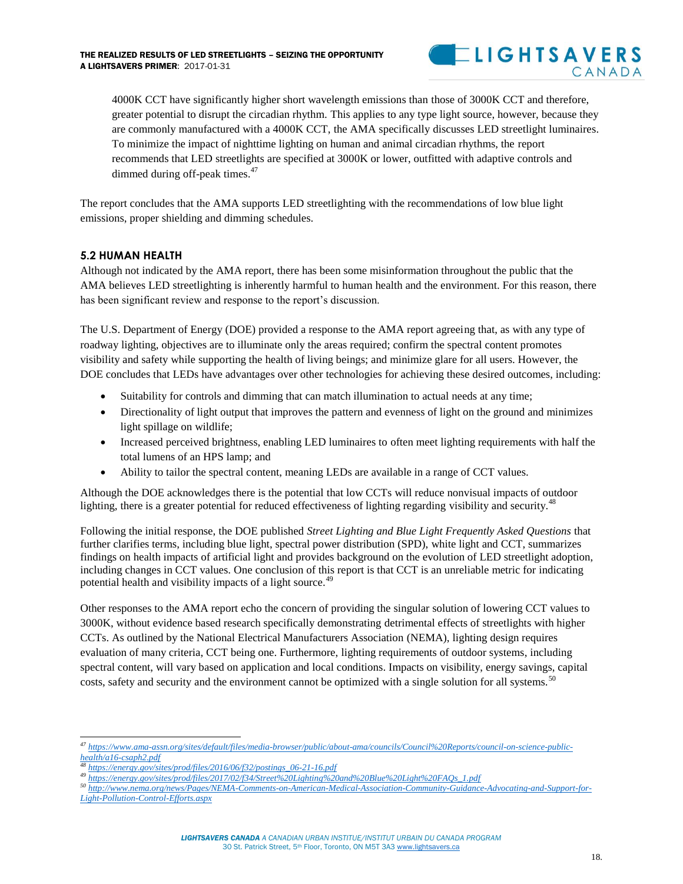4000K CCT have significantly higher short wavelength emissions than those of 3000K CCT and therefore, greater potential to disrupt the circadian rhythm. This applies to any type light source, however, because they are commonly manufactured with a 4000K CCT, the AMA specifically discusses LED streetlight luminaires. To minimize the impact of nighttime lighting on human and animal circadian rhythms, the report recommends that LED streetlights are specified at 3000K or lower, outfitted with adaptive controls and dimmed during off-peak times.[47]

The report concludes that the AMA supports LED streetlighting with the recommendations of low blue light emissions, proper shielding and dimming schedules.

### 5.2 HUMAN HEALTH

Although not indicated by the AMA report, there has been some misinformation throughout the public that the AMA believes LED streetlighting is inherently harmful to human health and the environment. For this reason, there has been significant review and response to the report's discussion.

The U.S. Department of Energy (DOE) provided a response to the AMA report agreeing that, as with any type of roadway lighting, objectives are to illuminate only the areas required; confirm the spectral content promotes visibility and safety while supporting the health of living beings; and minimize glare for all users. However, the DOE concludes that LEDs have advantages over other technologies for achieving these desired outcomes, including:

- Suitability for controls and dimming that can match illumination to actual needs at any time;
- Directionality of light output that improves the pattern and evenness of light on the ground and minimizes light spillage on wildlife;
- Increased perceived brightness, enabling LED luminaires to often meet lighting requirements with half the total lumens of an HPS lamp; and
- Ability to tailor the spectral content, meaning LEDs are available in a range of CCT values.

Although the DOE acknowledges there is the potential that low CCTs will reduce nonvisual impacts of outdoor lighting, there is a greater potential for reduced effectiveness of lighting regarding visibility and security.[48]

Following the initial response, the DOE published *Street Lighting and Blue Light Frequently Asked Questions* that further clarifies terms, including blue light, spectral power distribution (SPD), white light and CCT, summarizes findings on health impacts of artificial light and provides background on the evolution of LED streetlight adoption, including changes in CCT values. One conclusion of this report is that CCT is an unreliable metric for indicating potential health and visibility impacts of a light source.[49]

Other responses to the AMA report echo the concern of providing the singular solution of lowering CCT values to 3000K, without evidence based research specifically demonstrating detrimental effects of streetlights with higher CCTs. As outlined by the National Electrical Manufacturers Association (NEMA), lighting design requires evaluation of many criteria, CCT being one. Furthermore, lighting requirements of outdoor systems, including spectral content, will vary based on application and local conditions. Impacts on visibility, energy savings, capital costs, safety and security and the environment cannot be optimized with a single solution for all systems.[50]

---

[47] https://www.ama-assn.org/sites/default/files/media-browser/public/about-ama/councils/Council%20Reports/council-on-science-public-health/a16-csaph2.pdf

[48] https://energy.gov/sites/prod/files/2016/06/f32/postings_06-21-16.pdf

[49] https://energy.gov/sites/prod/files/2017/02/f34/Street%20Lighting%20and%20Blue%20Light%20FAQs_1.pdf

[50] http://www.nema.org/news/Pages/NEMA-Comments-on-American-Medical-Association-Community-Guidance-Advocating-and-Support-for-Light-Pollution-Control-Efforts.aspx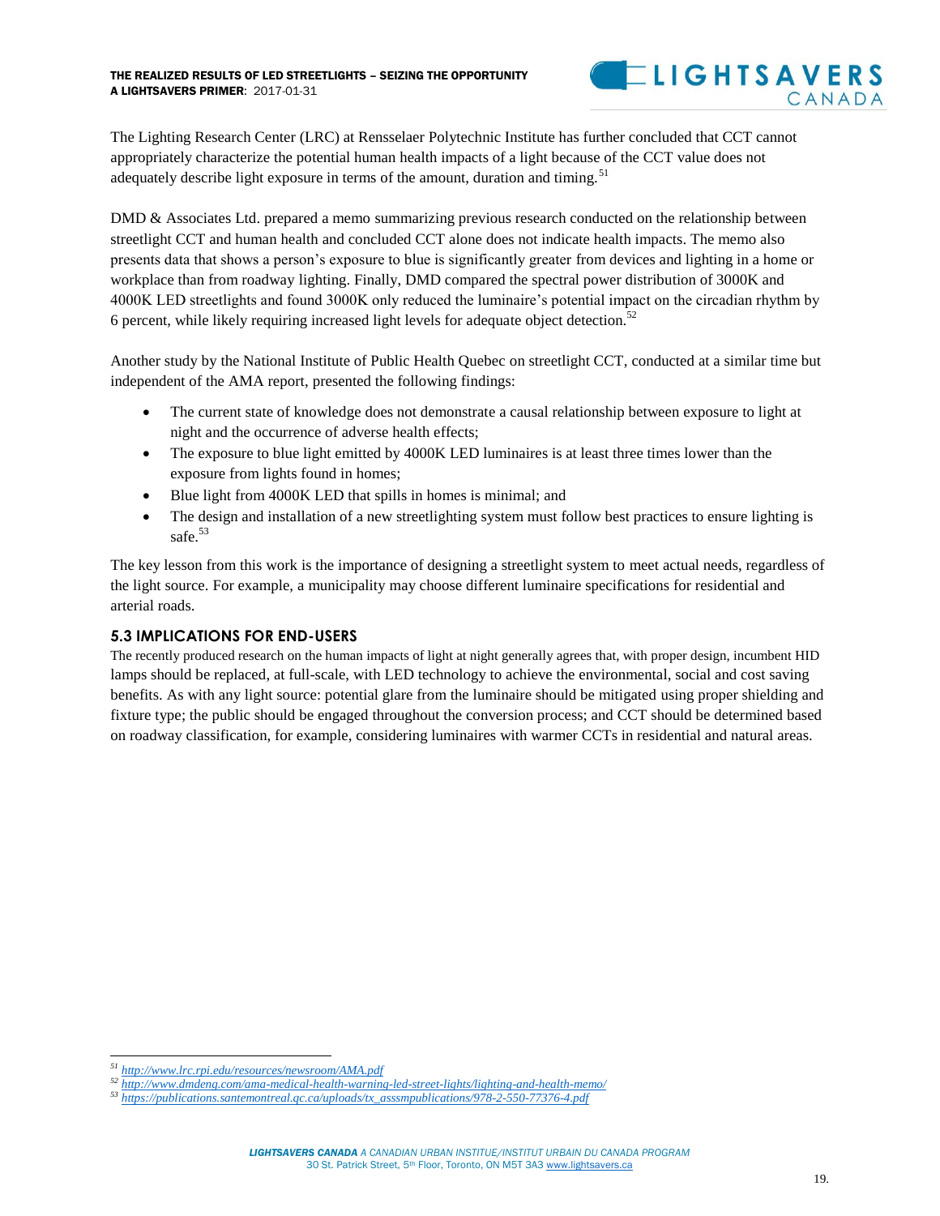The Lighting Research Center (LRC) at Rensselaer Polytechnic Institute has further concluded that CCT cannot appropriately characterize the potential human health impacts of a light because of the CCT value does not adequately describe light exposure in terms of the amount, duration and timing.[51]

DMD & Associates Ltd. prepared a memo summarizing previous research conducted on the relationship between streetlight CCT and human health and concluded CCT alone does not indicate health impacts. The memo also presents data that shows a person's exposure to blue is significantly greater from devices and lighting in a home or workplace than from roadway lighting. Finally, DMD compared the spectral power distribution of 3000K and 4000K LED streetlights and found 3000K only reduced the luminaire's potential impact on the circadian rhythm by 6 percent, while likely requiring increased light levels for adequate object detection.[52]

Another study by the National Institute of Public Health Quebec on streetlight CCT, conducted at a similar time but independent of the AMA report, presented the following findings:

- The current state of knowledge does not demonstrate a causal relationship between exposure to light at night and the occurrence of adverse health effects;
- The exposure to blue light emitted by 4000K LED luminaires is at least three times lower than the exposure from lights found in homes;
- Blue light from 4000K LED that spills in homes is minimal; and
- The design and installation of a new streetlighting system must follow best practices to ensure lighting is safe.[53]

The key lesson from this work is the importance of designing a streetlight system to meet actual needs, regardless of the light source. For example, a municipality may choose different luminaire specifications for residential and arterial roads.

### 5.3 IMPLICATIONS FOR END-USERS

The recently produced research on the human impacts of light at night generally agrees that, with proper design, incumbent HID lamps should be replaced, at full-scale, with LED technology to achieve the environmental, social and cost saving benefits. As with any light source: potential glare from the luminaire should be mitigated using proper shielding and fixture type; the public should be engaged throughout the conversion process; and CCT should be determined based on roadway classification, for example, considering luminaires with warmer CCTs in residential and natural areas.

---

[51] http://www.lrc.rpi.edu/resources/newsroom/AMA.pdf

[52] http://www.dmdeng.com/ama-medical-health-warning-led-street-lights/lighting-and-health-memo/

[53] https://publications.santemontreal.qc.ca/uploads/tx_asssmpublications/978-2-550-77376-4.pdf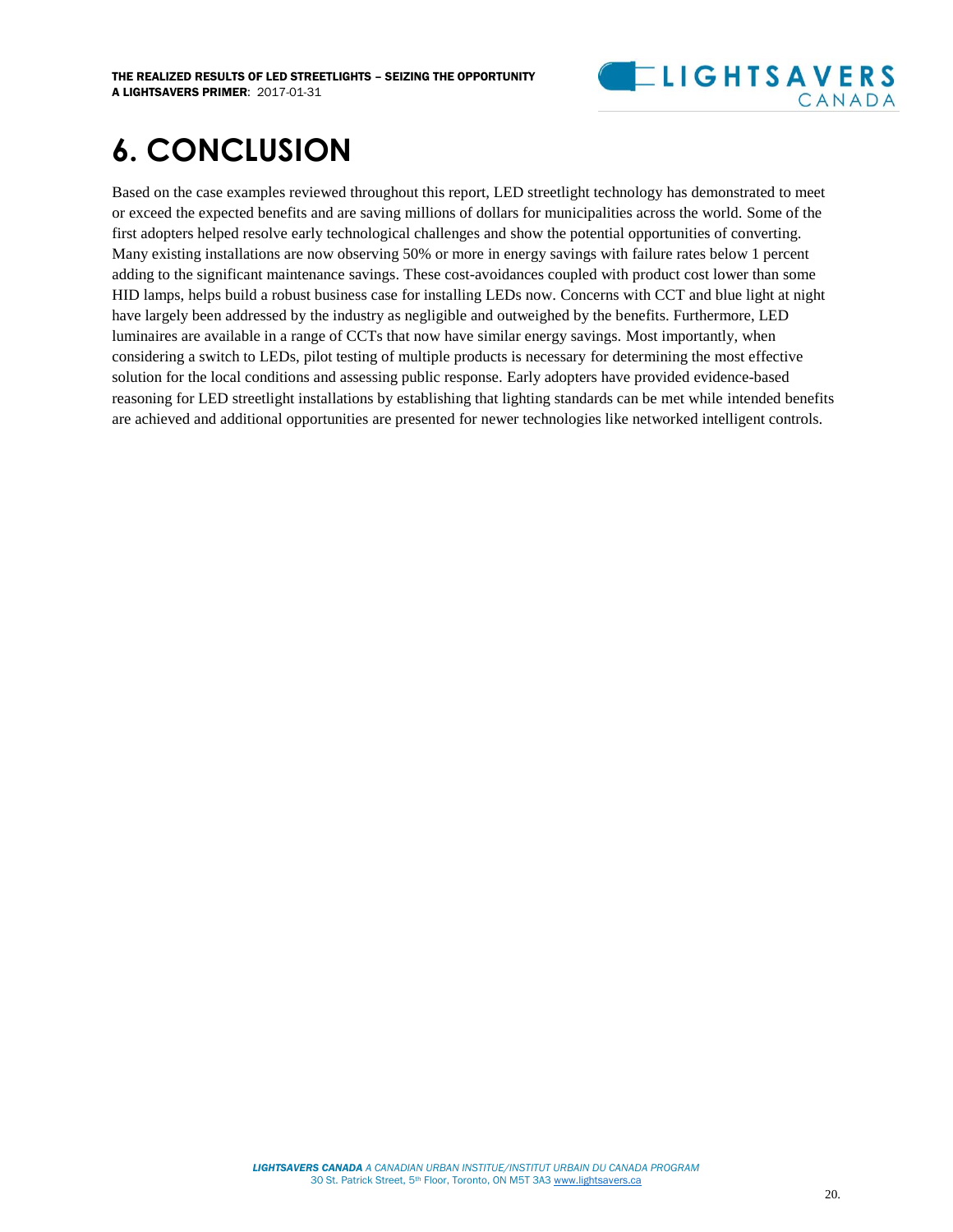# 6. CONCLUSION

Based on the case examples reviewed throughout this report, LED streetlight technology has demonstrated to meet or exceed the expected benefits and are saving millions of dollars for municipalities across the world. Some of the first adopters helped resolve early technological challenges and show the potential opportunities of converting. Many existing installations are now observing 50% or more in energy savings with failure rates below 1 percent adding to the significant maintenance savings. These cost-avoidances coupled with product cost lower than some HID lamps, helps build a robust business case for installing LEDs now. Concerns with CCT and blue light at night have largely been addressed by the industry as negligible and outweighed by the benefits. Furthermore, LED luminaires are available in a range of CCTs that now have similar energy savings. Most importantly, when considering a switch to LEDs, pilot testing of multiple products is necessary for determining the most effective solution for the local conditions and assessing public response. Early adopters have provided evidence-based reasoning for LED streetlight installations by establishing that lighting standards can be met while intended benefits are achieved and additional opportunities are presented for newer technologies like networked intelligent controls.